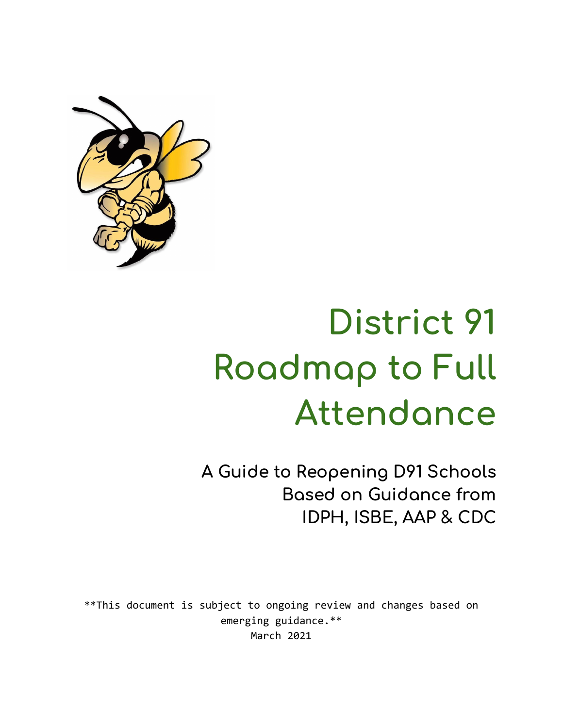# District 91 Roadmap to Full Attendance

## A Guide to Reopening D91 Schools Based on Guidance from IDPH, ISBE, AAP & CDC

\*\*This document is subject to ongoing review and changes based on emerging guidance.\*\*

March 2021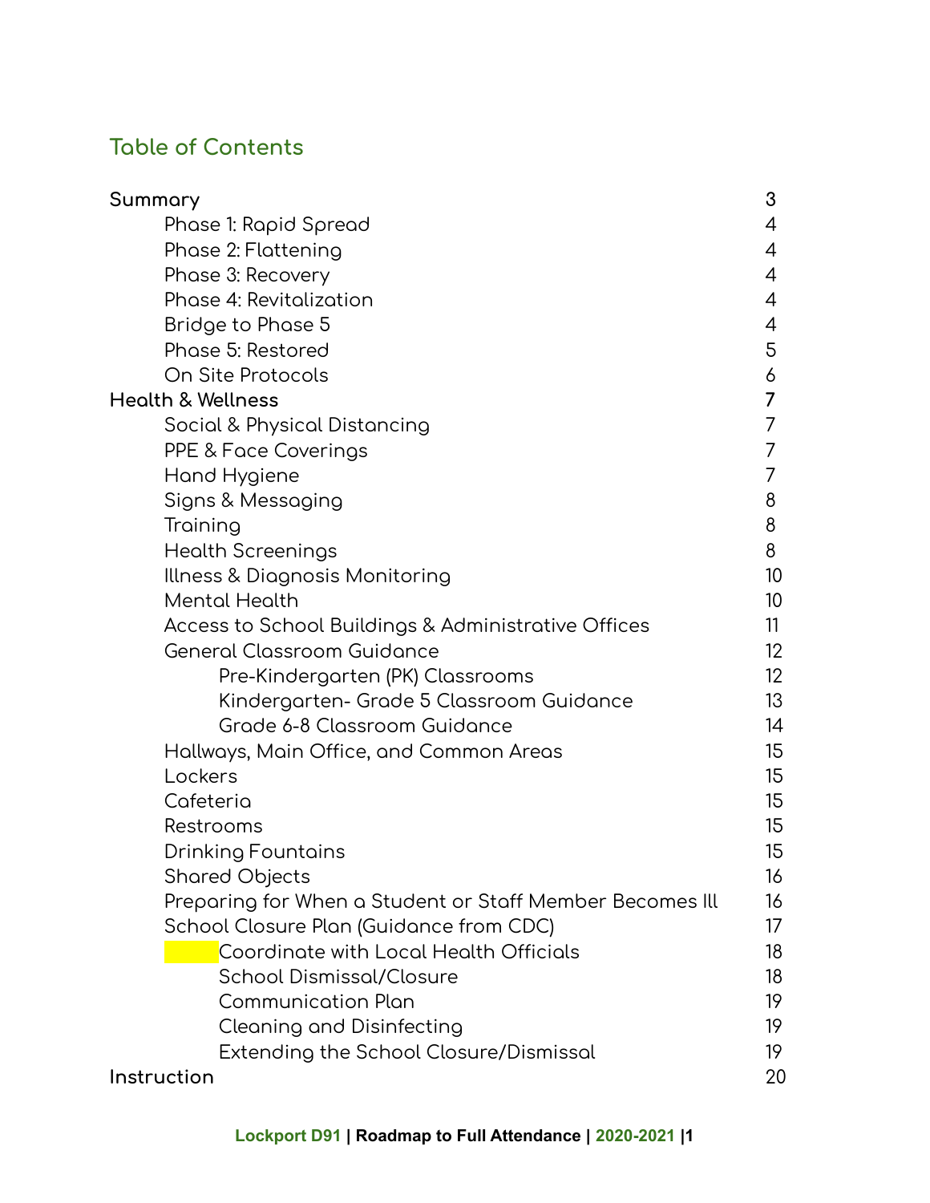## Table of Contents

| | |
|---|---|
| **Summary** | 3 |
| Phase 1: Rapid Spread | 4 |
| Phase 2: Flattening | 4 |
| Phase 3: Recovery | 4 |
| Phase 4: Revitalization | 4 |
| Bridge to Phase 5 | 4 |
| Phase 5: Restored | 5 |
| On Site Protocols | 6 |
| **Health & Wellness** | 7 |
| Social & Physical Distancing | 7 |
| PPE & Face Coverings | 7 |
| Hand Hygiene | 7 |
| Signs & Messaging | 8 |
| Training | 8 |
| Health Screenings | 8 |
| Illness & Diagnosis Monitoring | 10 |
| Mental Health | 10 |
| Access to School Buildings & Administrative Offices | 11 |
| General Classroom Guidance | 12 |
| Pre-Kindergarten (PK) Classrooms | 12 |
| Kindergarten- Grade 5 Classroom Guidance | 13 |
| Grade 6-8 Classroom Guidance | 14 |
| Hallways, Main Office, and Common Areas | 15 |
| Lockers | 15 |
| Cafeteria | 15 |
| Restrooms | 15 |
| Drinking Fountains | 15 |
| Shared Objects | 16 |
| Preparing for When a Student or Staff Member Becomes Ill | 16 |
| School Closure Plan (Guidance from CDC) | 17 |
| Coordinate with Local Health Officials | 18 |
| School Dismissal/Closure | 18 |
| Communication Plan | 19 |
| Cleaning and Disinfecting | 19 |
| Extending the School Closure/Dismissal | 19 |
| **Instruction** | 20 |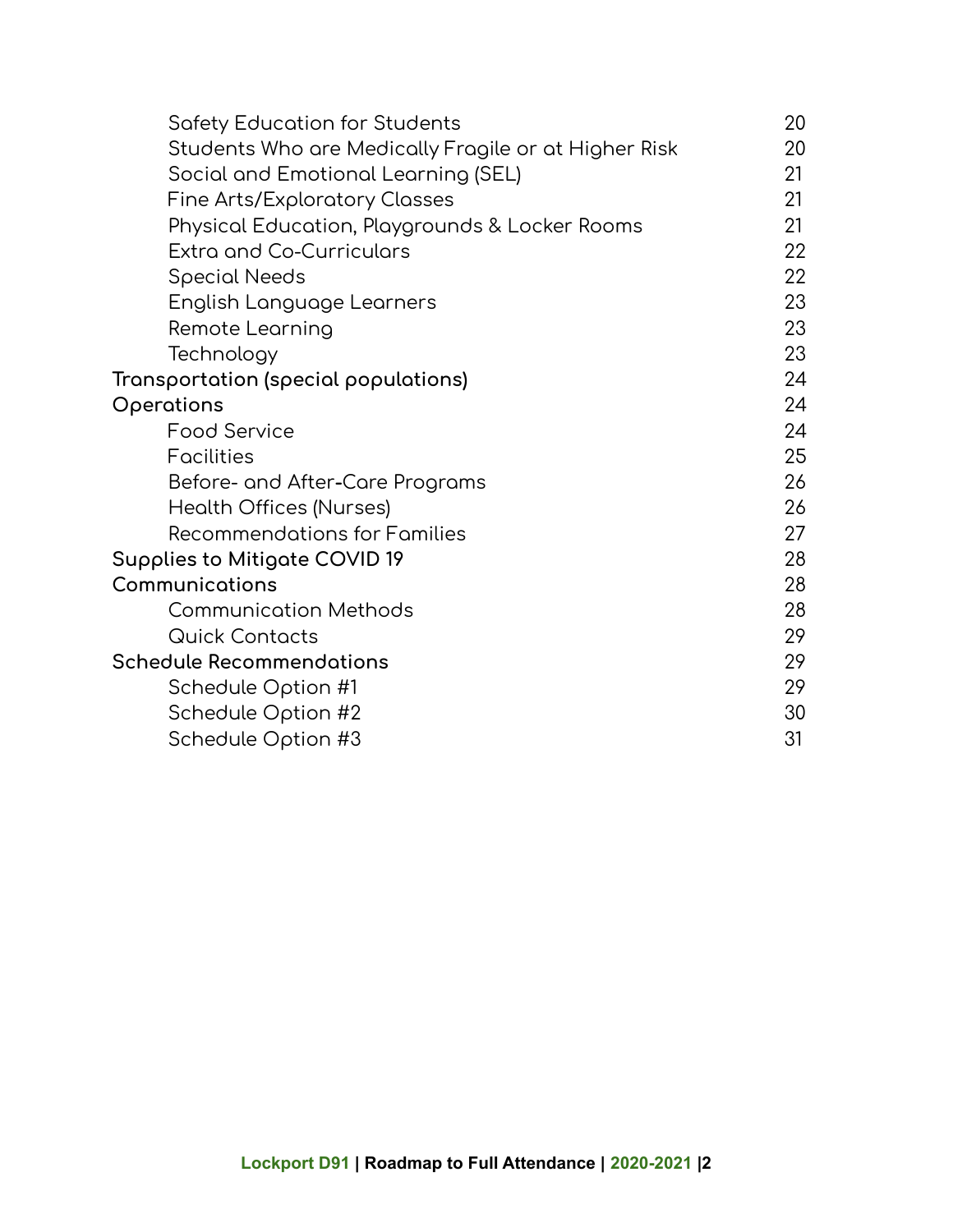| | |
|---|---|
| Safety Education for Students | 20 |
| Students Who are Medically Fragile or at Higher Risk | 20 |
| Social and Emotional Learning (SEL) | 21 |
| Fine Arts/Exploratory Classes | 21 |
| Physical Education, Playgrounds & Locker Rooms | 21 |
| Extra and Co-Curriculars | 22 |
| Special Needs | 22 |
| English Language Learners | 23 |
| Remote Learning | 23 |
| Technology | 23 |
| **Transportation (special populations)** | 24 |
| **Operations** | 24 |
| Food Service | 24 |
| Facilities | 25 |
| Before- and After-Care Programs | 26 |
| Health Offices (Nurses) | 26 |
| Recommendations for Families | 27 |
| **Supplies to Mitigate COVID 19** | 28 |
| **Communications** | 28 |
| Communication Methods | 28 |
| Quick Contacts | 29 |
| **Schedule Recommendations** | 29 |
| Schedule Option #1 | 29 |
| Schedule Option #2 | 30 |
| Schedule Option #3 | 31 |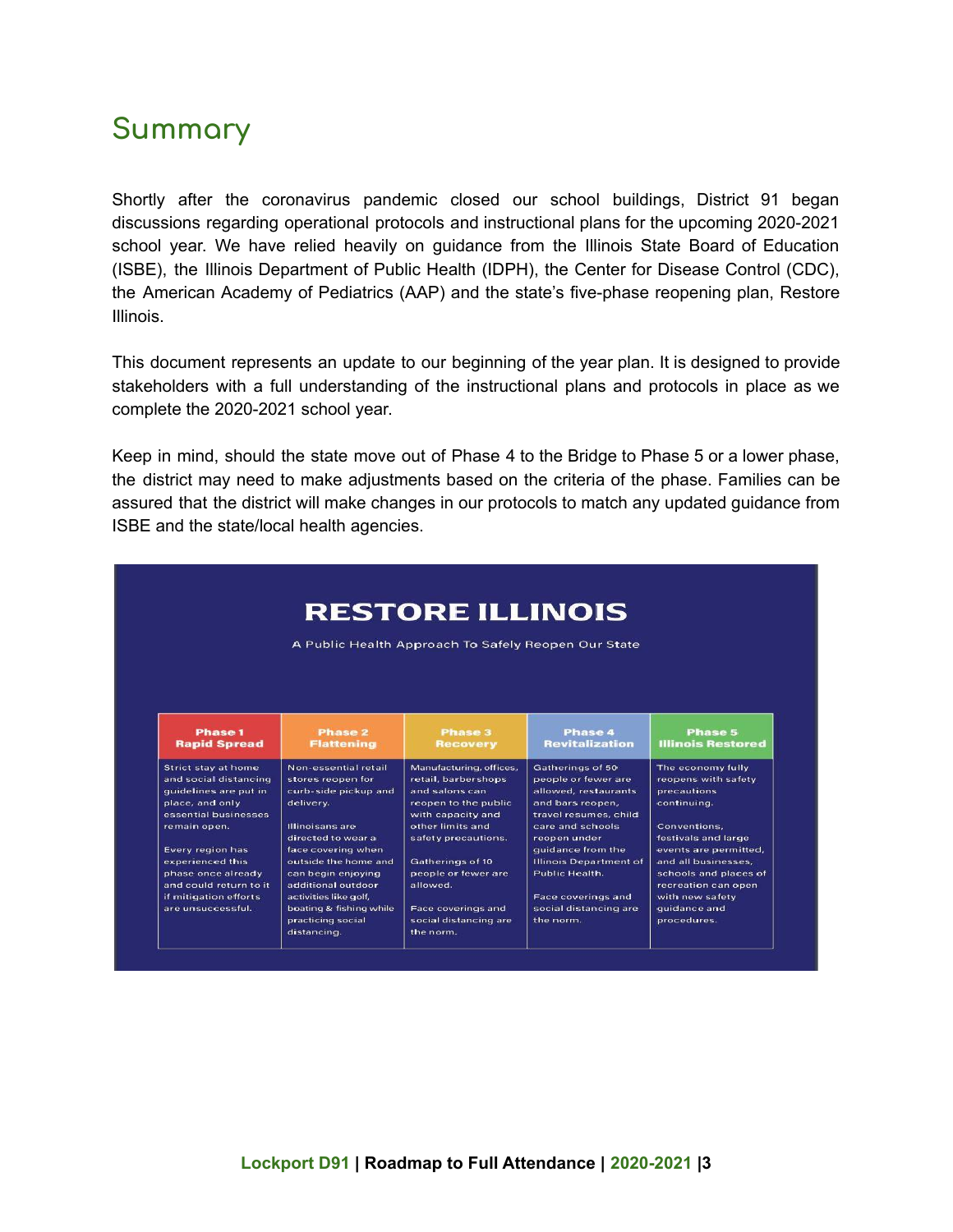## Summary

Shortly after the coronavirus pandemic closed our school buildings, District 91 began discussions regarding operational protocols and instructional plans for the upcoming 2020-2021 school year. We have relied heavily on guidance from the Illinois State Board of Education (ISBE), the Illinois Department of Public Health (IDPH), the Center for Disease Control (CDC), the American Academy of Pediatrics (AAP) and the state's five-phase reopening plan, Restore Illinois.

This document represents an update to our beginning of the year plan. It is designed to provide stakeholders with a full understanding of the instructional plans and protocols in place as we complete the 2020-2021 school year.

Keep in mind, should the state move out of Phase 4 to the Bridge to Phase 5 or a lower phase, the district may need to make adjustments based on the criteria of the phase. Families can be assured that the district will make changes in our protocols to match any updated guidance from ISBE and the state/local health agencies.

### RESTORE ILLINOIS

A Public Health Approach To Safely Reopen Our State

| Phase 1 Rapid Spread | Phase 2 Flattening | Phase 3 Recovery | Phase 4 Revitalization | Phase 5 Illinois Restored |
|---|---|---|---|---|
| Strict stay at home and social distancing guidelines are put in place, and only essential businesses remain open.<br><br>Every region has experienced this phase once already and could return to it if mitigation efforts are unsuccessful. | Non-essential retail stores reopen for curb-side pickup and delivery.<br><br>Illinoisans are directed to wear a face covering when outside the home and can begin enjoying additional outdoor activities like golf, boating & fishing while practicing social distancing. | Manufacturing, offices, retail, barbershops and salons can reopen to the public with capacity and other limits and safety precautions.<br><br>Gatherings of 10 people or fewer are allowed.<br><br>Face coverings and social distancing are the norm. | Gatherings of 50 people or fewer are allowed, restaurants and bars reopen, travel resumes, child care and schools reopen under guidance from the Illinois Department of Public Health.<br><br>Face coverings and social distancing are the norm. | The economy fully reopens with safety precautions continuing.<br><br>Conventions, festivals and large events are permitted, and all businesses, schools and places of recreation can open with new safety guidance and procedures. |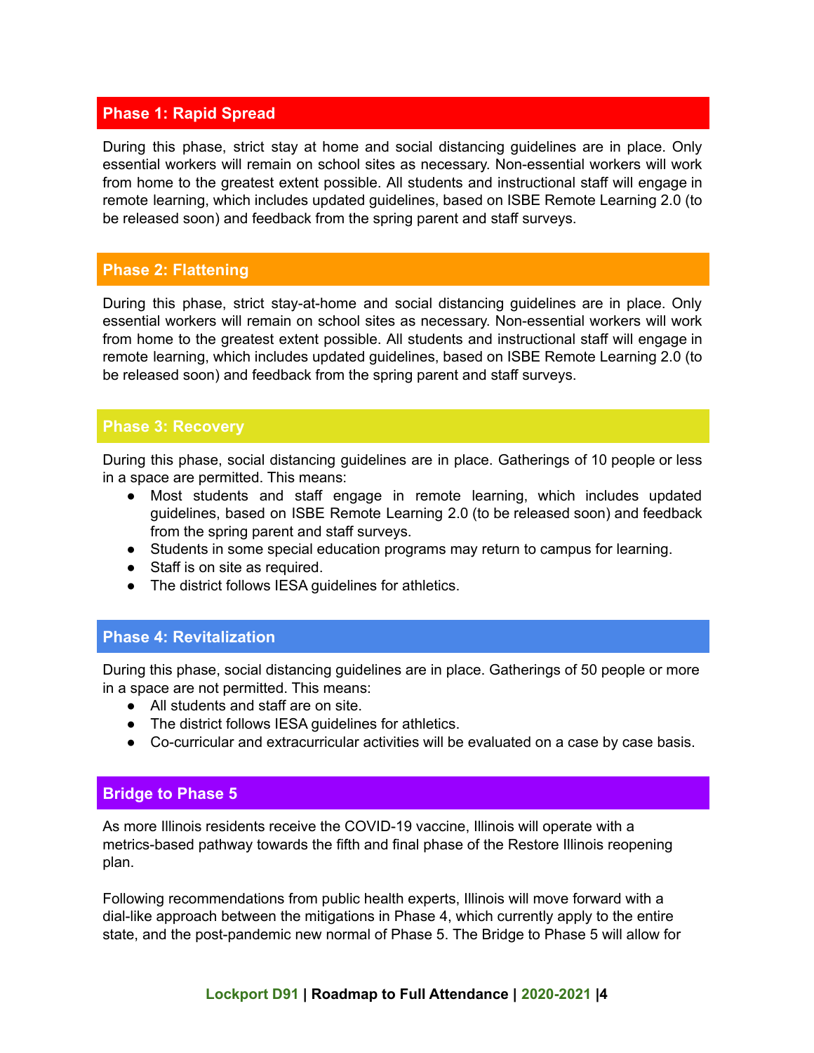## Phase 1: Rapid Spread

During this phase, strict stay at home and social distancing guidelines are in place. Only essential workers will remain on school sites as necessary. Non-essential workers will work from home to the greatest extent possible. All students and instructional staff will engage in remote learning, which includes updated guidelines, based on ISBE Remote Learning 2.0 (to be released soon) and feedback from the spring parent and staff surveys.

## Phase 2: Flattening

During this phase, strict stay-at-home and social distancing guidelines are in place. Only essential workers will remain on school sites as necessary. Non-essential workers will work from home to the greatest extent possible. All students and instructional staff will engage in remote learning, which includes updated guidelines, based on ISBE Remote Learning 2.0 (to be released soon) and feedback from the spring parent and staff surveys.

## Phase 3: Recovery

During this phase, social distancing guidelines are in place. Gatherings of 10 people or less in a space are permitted. This means:

- Most students and staff engage in remote learning, which includes updated guidelines, based on ISBE Remote Learning 2.0 (to be released soon) and feedback from the spring parent and staff surveys.
- Students in some special education programs may return to campus for learning.
- Staff is on site as required.
- The district follows IESA guidelines for athletics.

## Phase 4: Revitalization

During this phase, social distancing guidelines are in place. Gatherings of 50 people or more in a space are not permitted. This means:

- All students and staff are on site.
- The district follows IESA guidelines for athletics.
- Co-curricular and extracurricular activities will be evaluated on a case by case basis.

## Bridge to Phase 5

As more Illinois residents receive the COVID-19 vaccine, Illinois will operate with a metrics-based pathway towards the fifth and final phase of the Restore Illinois reopening plan.

Following recommendations from public health experts, Illinois will move forward with a dial-like approach between the mitigations in Phase 4, which currently apply to the entire state, and the post-pandemic new normal of Phase 5. The Bridge to Phase 5 will allow for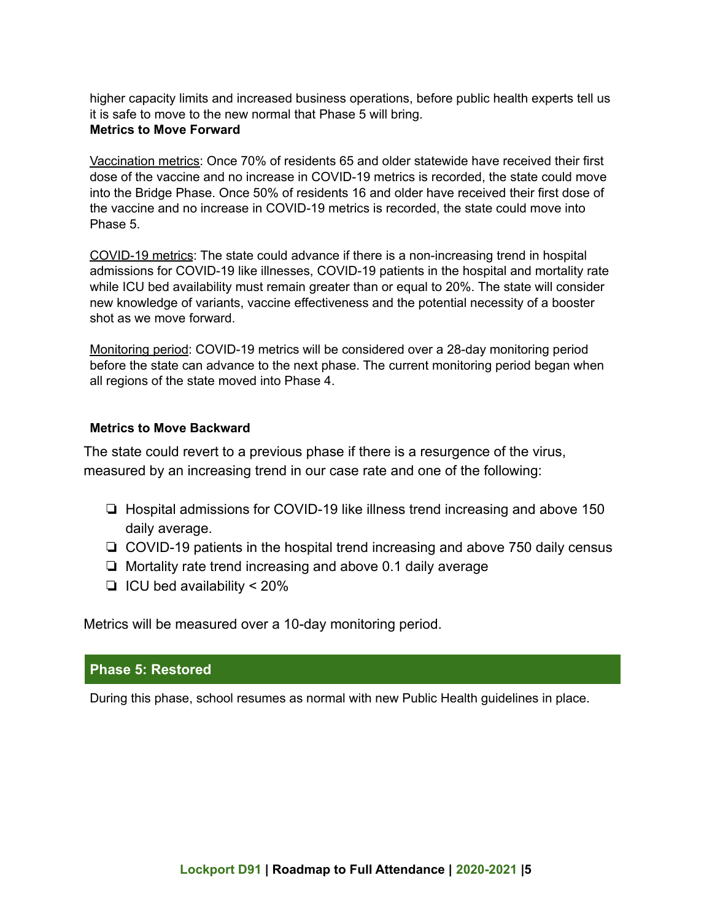higher capacity limits and increased business operations, before public health experts tell us it is safe to move to the new normal that Phase 5 will bring.

**Metrics to Move Forward**

Vaccination metrics: Once 70% of residents 65 and older statewide have received their first dose of the vaccine and no increase in COVID-19 metrics is recorded, the state could move into the Bridge Phase. Once 50% of residents 16 and older have received their first dose of the vaccine and no increase in COVID-19 metrics is recorded, the state could move into Phase 5.

COVID-19 metrics: The state could advance if there is a non-increasing trend in hospital admissions for COVID-19 like illnesses, COVID-19 patients in the hospital and mortality rate while ICU bed availability must remain greater than or equal to 20%. The state will consider new knowledge of variants, vaccine effectiveness and the potential necessity of a booster shot as we move forward.

Monitoring period: COVID-19 metrics will be considered over a 28-day monitoring period before the state can advance to the next phase. The current monitoring period began when all regions of the state moved into Phase 4.

**Metrics to Move Backward**

The state could revert to a previous phase if there is a resurgence of the virus, measured by an increasing trend in our case rate and one of the following:

- ❏ Hospital admissions for COVID-19 like illness trend increasing and above 150 daily average.
- ❏ COVID-19 patients in the hospital trend increasing and above 750 daily census
- ❏ Mortality rate trend increasing and above 0.1 daily average
- ❏ ICU bed availability < 20%

Metrics will be measured over a 10-day monitoring period.

## Phase 5: Restored

During this phase, school resumes as normal with new Public Health guidelines in place.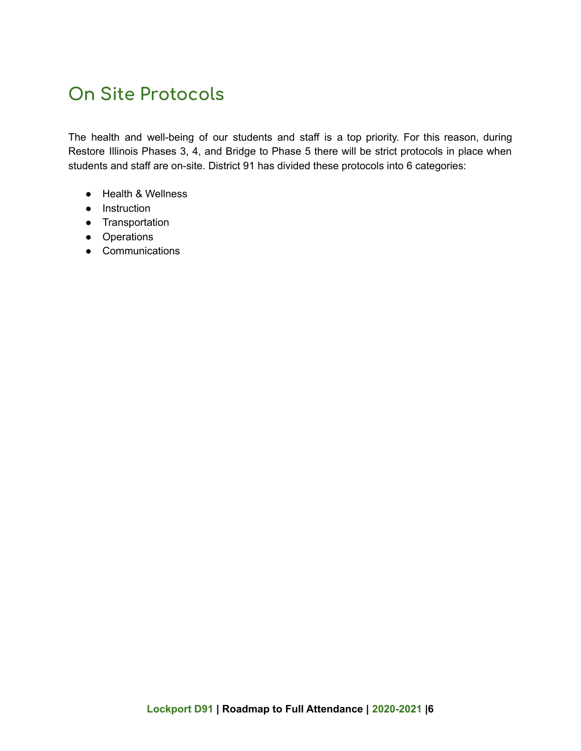## On Site Protocols

The health and well-being of our students and staff is a top priority. For this reason, during Restore Illinois Phases 3, 4, and Bridge to Phase 5 there will be strict protocols in place when students and staff are on-site. District 91 has divided these protocols into 6 categories:

- Health & Wellness
- Instruction
- Transportation
- Operations
- Communications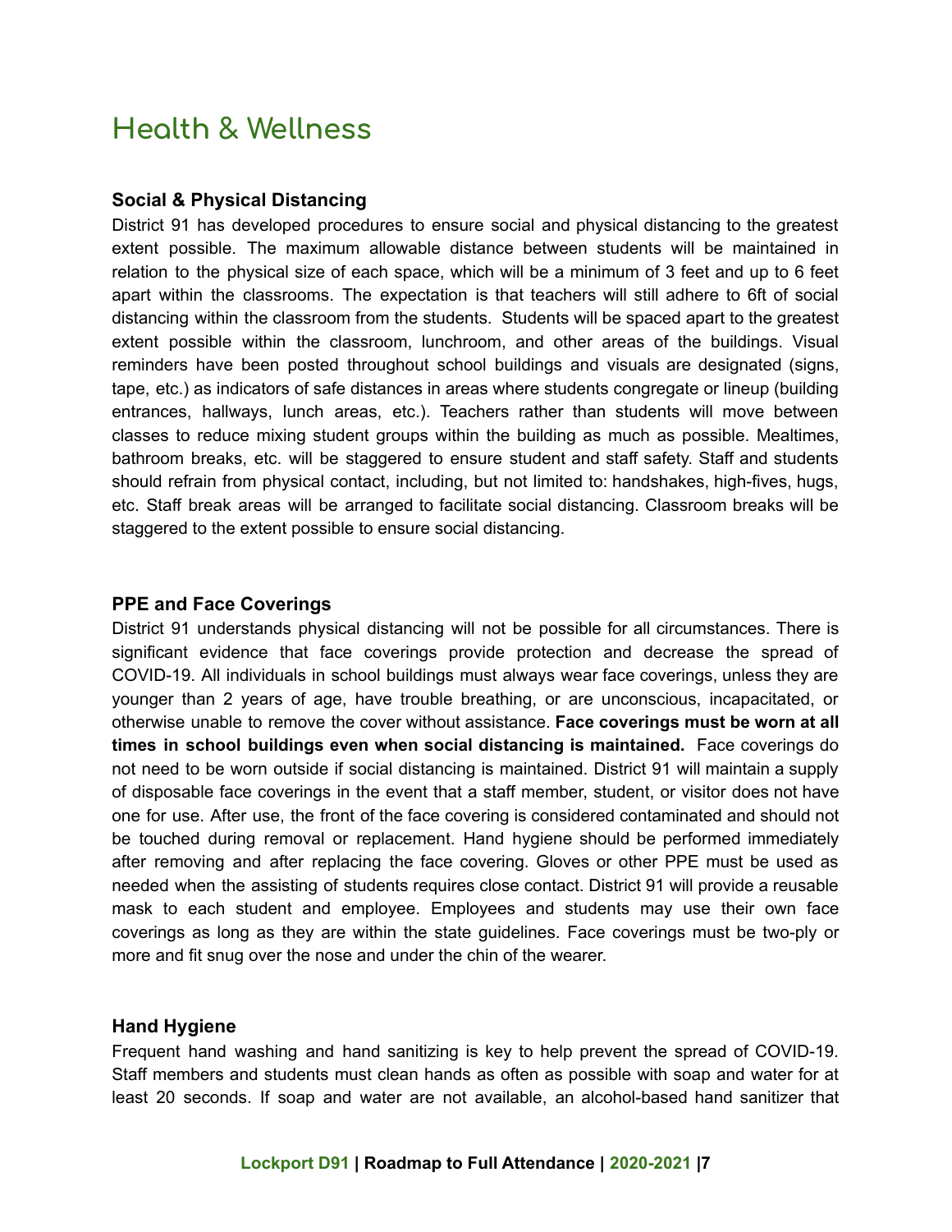# Health & Wellness

### Social & Physical Distancing

District 91 has developed procedures to ensure social and physical distancing to the greatest extent possible. The maximum allowable distance between students will be maintained in relation to the physical size of each space, which will be a minimum of 3 feet and up to 6 feet apart within the classrooms. The expectation is that teachers will still adhere to 6ft of social distancing within the classroom from the students. Students will be spaced apart to the greatest extent possible within the classroom, lunchroom, and other areas of the buildings. Visual reminders have been posted throughout school buildings and visuals are designated (signs, tape, etc.) as indicators of safe distances in areas where students congregate or lineup (building entrances, hallways, lunch areas, etc.). Teachers rather than students will move between classes to reduce mixing student groups within the building as much as possible. Mealtimes, bathroom breaks, etc. will be staggered to ensure student and staff safety. Staff and students should refrain from physical contact, including, but not limited to: handshakes, high-fives, hugs, etc. Staff break areas will be arranged to facilitate social distancing. Classroom breaks will be staggered to the extent possible to ensure social distancing.

### PPE and Face Coverings

District 91 understands physical distancing will not be possible for all circumstances. There is significant evidence that face coverings provide protection and decrease the spread of COVID-19. All individuals in school buildings must always wear face coverings, unless they are younger than 2 years of age, have trouble breathing, or are unconscious, incapacitated, or otherwise unable to remove the cover without assistance. **Face coverings must be worn at all times in school buildings even when social distancing is maintained.** Face coverings do not need to be worn outside if social distancing is maintained. District 91 will maintain a supply of disposable face coverings in the event that a staff member, student, or visitor does not have one for use. After use, the front of the face covering is considered contaminated and should not be touched during removal or replacement. Hand hygiene should be performed immediately after removing and after replacing the face covering. Gloves or other PPE must be used as needed when the assisting of students requires close contact. District 91 will provide a reusable mask to each student and employee. Employees and students may use their own face coverings as long as they are within the state guidelines. Face coverings must be two-ply or more and fit snug over the nose and under the chin of the wearer.

### Hand Hygiene

Frequent hand washing and hand sanitizing is key to help prevent the spread of COVID-19. Staff members and students must clean hands as often as possible with soap and water for at least 20 seconds. If soap and water are not available, an alcohol-based hand sanitizer that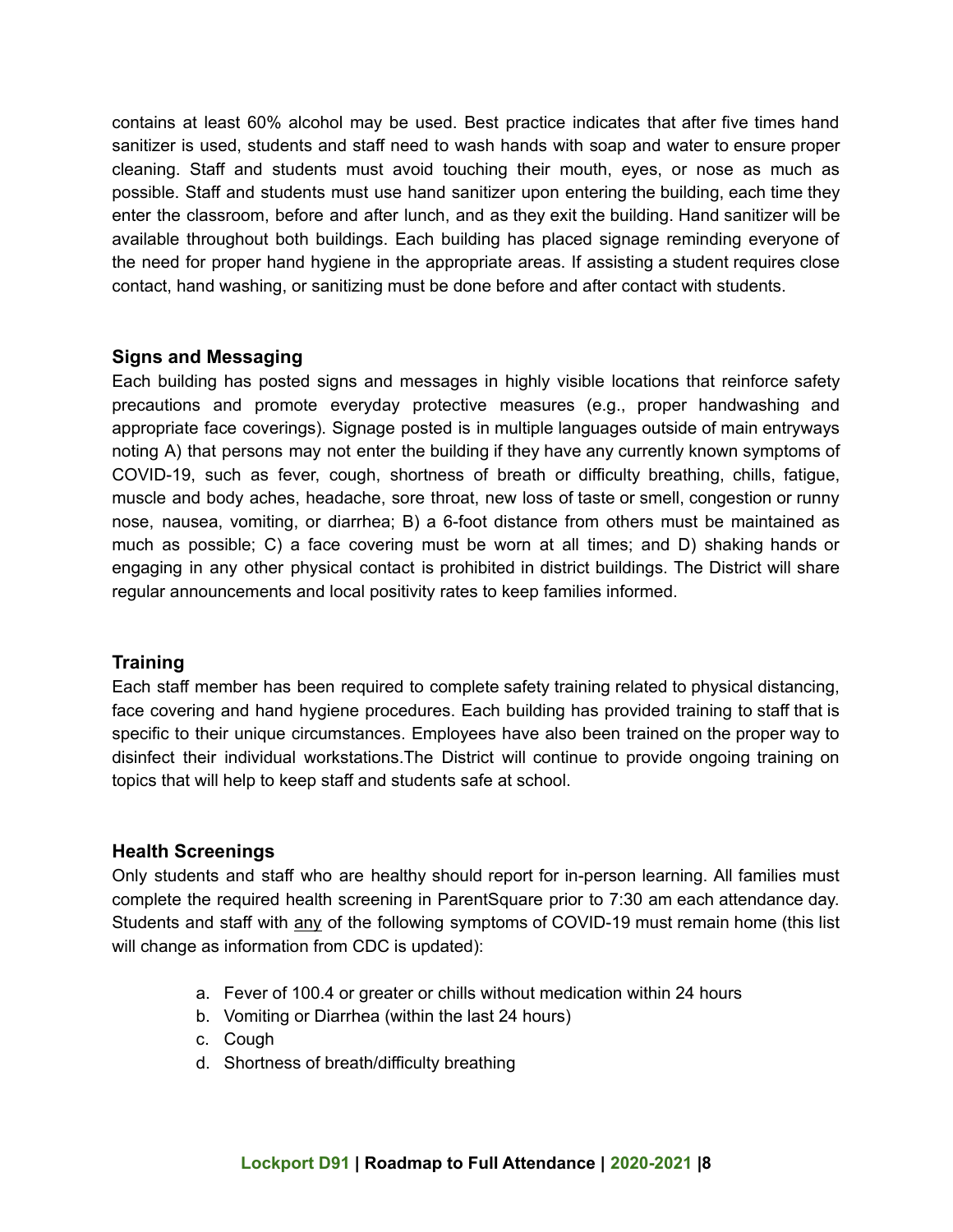contains at least 60% alcohol may be used. Best practice indicates that after five times hand sanitizer is used, students and staff need to wash hands with soap and water to ensure proper cleaning. Staff and students must avoid touching their mouth, eyes, or nose as much as possible. Staff and students must use hand sanitizer upon entering the building, each time they enter the classroom, before and after lunch, and as they exit the building. Hand sanitizer will be available throughout both buildings. Each building has placed signage reminding everyone of the need for proper hand hygiene in the appropriate areas. If assisting a student requires close contact, hand washing, or sanitizing must be done before and after contact with students.

### Signs and Messaging

Each building has posted signs and messages in highly visible locations that reinforce safety precautions and promote everyday protective measures (e.g., proper handwashing and appropriate face coverings). Signage posted is in multiple languages outside of main entryways noting A) that persons may not enter the building if they have any currently known symptoms of COVID-19, such as fever, cough, shortness of breath or difficulty breathing, chills, fatigue, muscle and body aches, headache, sore throat, new loss of taste or smell, congestion or runny nose, nausea, vomiting, or diarrhea; B) a 6-foot distance from others must be maintained as much as possible; C) a face covering must be worn at all times; and D) shaking hands or engaging in any other physical contact is prohibited in district buildings. The District will share regular announcements and local positivity rates to keep families informed.

### Training

Each staff member has been required to complete safety training related to physical distancing, face covering and hand hygiene procedures. Each building has provided training to staff that is specific to their unique circumstances. Employees have also been trained on the proper way to disinfect their individual workstations.The District will continue to provide ongoing training on topics that will help to keep staff and students safe at school.

### Health Screenings

Only students and staff who are healthy should report for in-person learning. All families must complete the required health screening in ParentSquare prior to 7:30 am each attendance day. Students and staff with <u>any</u> of the following symptoms of COVID-19 must remain home (this list will change as information from CDC is updated):

a. Fever of 100.4 or greater or chills without medication within 24 hours
b. Vomiting or Diarrhea (within the last 24 hours)
c. Cough
d. Shortness of breath/difficulty breathing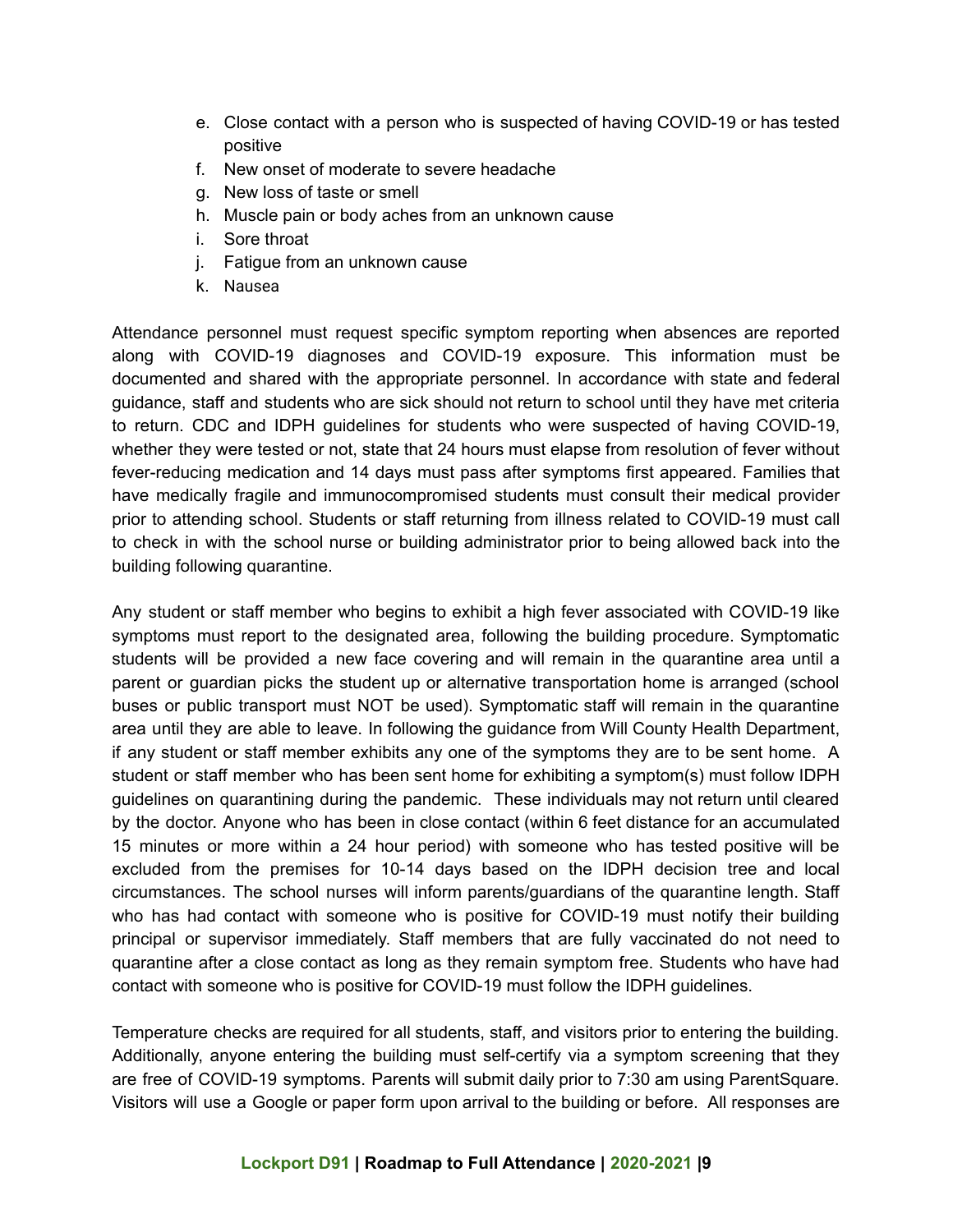e. Close contact with a person who is suspected of having COVID-19 or has tested positive
f. New onset of moderate to severe headache
g. New loss of taste or smell
h. Muscle pain or body aches from an unknown cause
i. Sore throat
j. Fatigue from an unknown cause
k. Nausea

Attendance personnel must request specific symptom reporting when absences are reported along with COVID-19 diagnoses and COVID-19 exposure. This information must be documented and shared with the appropriate personnel. In accordance with state and federal guidance, staff and students who are sick should not return to school until they have met criteria to return. CDC and IDPH guidelines for students who were suspected of having COVID-19, whether they were tested or not, state that 24 hours must elapse from resolution of fever without fever-reducing medication and 14 days must pass after symptoms first appeared. Families that have medically fragile and immunocompromised students must consult their medical provider prior to attending school. Students or staff returning from illness related to COVID-19 must call to check in with the school nurse or building administrator prior to being allowed back into the building following quarantine.

Any student or staff member who begins to exhibit a high fever associated with COVID-19 like symptoms must report to the designated area, following the building procedure. Symptomatic students will be provided a new face covering and will remain in the quarantine area until a parent or guardian picks the student up or alternative transportation home is arranged (school buses or public transport must NOT be used). Symptomatic staff will remain in the quarantine area until they are able to leave. In following the guidance from Will County Health Department, if any student or staff member exhibits any one of the symptoms they are to be sent home. A student or staff member who has been sent home for exhibiting a symptom(s) must follow IDPH guidelines on quarantining during the pandemic. These individuals may not return until cleared by the doctor. Anyone who has been in close contact (within 6 feet distance for an accumulated 15 minutes or more within a 24 hour period) with someone who has tested positive will be excluded from the premises for 10-14 days based on the IDPH decision tree and local circumstances. The school nurses will inform parents/guardians of the quarantine length. Staff who has had contact with someone who is positive for COVID-19 must notify their building principal or supervisor immediately. Staff members that are fully vaccinated do not need to quarantine after a close contact as long as they remain symptom free. Students who have had contact with someone who is positive for COVID-19 must follow the IDPH guidelines.

Temperature checks are required for all students, staff, and visitors prior to entering the building. Additionally, anyone entering the building must self-certify via a symptom screening that they are free of COVID-19 symptoms. Parents will submit daily prior to 7:30 am using ParentSquare. Visitors will use a Google or paper form upon arrival to the building or before. All responses are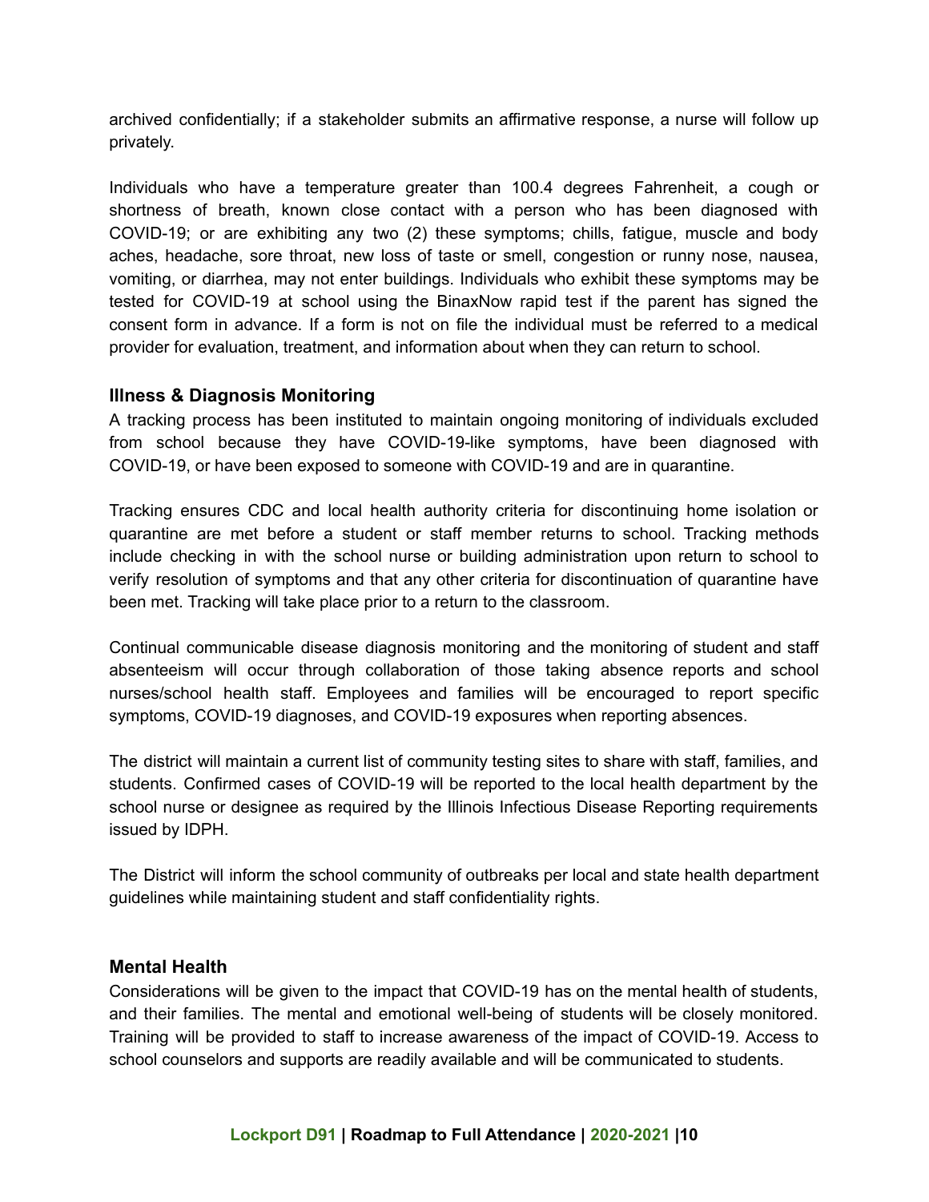archived confidentially; if a stakeholder submits an affirmative response, a nurse will follow up privately.

Individuals who have a temperature greater than 100.4 degrees Fahrenheit, a cough or shortness of breath, known close contact with a person who has been diagnosed with COVID-19; or are exhibiting any two (2) these symptoms; chills, fatigue, muscle and body aches, headache, sore throat, new loss of taste or smell, congestion or runny nose, nausea, vomiting, or diarrhea, may not enter buildings. Individuals who exhibit these symptoms may be tested for COVID-19 at school using the BinaxNow rapid test if the parent has signed the consent form in advance. If a form is not on file the individual must be referred to a medical provider for evaluation, treatment, and information about when they can return to school.

### Illness & Diagnosis Monitoring

A tracking process has been instituted to maintain ongoing monitoring of individuals excluded from school because they have COVID-19-like symptoms, have been diagnosed with COVID-19, or have been exposed to someone with COVID-19 and are in quarantine.

Tracking ensures CDC and local health authority criteria for discontinuing home isolation or quarantine are met before a student or staff member returns to school. Tracking methods include checking in with the school nurse or building administration upon return to school to verify resolution of symptoms and that any other criteria for discontinuation of quarantine have been met. Tracking will take place prior to a return to the classroom.

Continual communicable disease diagnosis monitoring and the monitoring of student and staff absenteeism will occur through collaboration of those taking absence reports and school nurses/school health staff. Employees and families will be encouraged to report specific symptoms, COVID-19 diagnoses, and COVID-19 exposures when reporting absences.

The district will maintain a current list of community testing sites to share with staff, families, and students. Confirmed cases of COVID-19 will be reported to the local health department by the school nurse or designee as required by the Illinois Infectious Disease Reporting requirements issued by IDPH.

The District will inform the school community of outbreaks per local and state health department guidelines while maintaining student and staff confidentiality rights.

### Mental Health

Considerations will be given to the impact that COVID-19 has on the mental health of students, and their families. The mental and emotional well-being of students will be closely monitored. Training will be provided to staff to increase awareness of the impact of COVID-19. Access to school counselors and supports are readily available and will be communicated to students.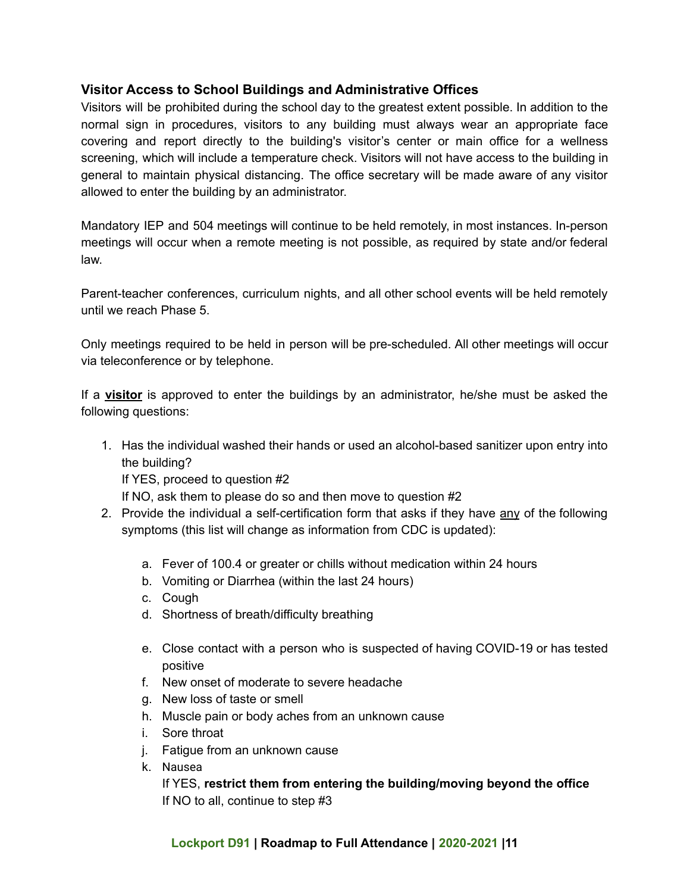### Visitor Access to School Buildings and Administrative Offices

Visitors will be prohibited during the school day to the greatest extent possible. In addition to the normal sign in procedures, visitors to any building must always wear an appropriate face covering and report directly to the building's visitor's center or main office for a wellness screening, which will include a temperature check. Visitors will not have access to the building in general to maintain physical distancing. The office secretary will be made aware of any visitor allowed to enter the building by an administrator.

Mandatory IEP and 504 meetings will continue to be held remotely, in most instances. In-person meetings will occur when a remote meeting is not possible, as required by state and/or federal law.

Parent-teacher conferences, curriculum nights, and all other school events will be held remotely until we reach Phase 5.

Only meetings required to be held in person will be pre-scheduled. All other meetings will occur via teleconference or by telephone.

If a **visitor** is approved to enter the buildings by an administrator, he/she must be asked the following questions:

1. Has the individual washed their hands or used an alcohol-based sanitizer upon entry into the building?
   If YES, proceed to question #2
   If NO, ask them to please do so and then move to question #2
2. Provide the individual a self-certification form that asks if they have any of the following symptoms (this list will change as information from CDC is updated):
   a. Fever of 100.4 or greater or chills without medication within 24 hours
   b. Vomiting or Diarrhea (within the last 24 hours)
   c. Cough
   d. Shortness of breath/difficulty breathing
   e. Close contact with a person who is suspected of having COVID-19 or has tested positive
   f. New onset of moderate to severe headache
   g. New loss of taste or smell
   h. Muscle pain or body aches from an unknown cause
   i. Sore throat
   j. Fatigue from an unknown cause
   k. Nausea
   If YES, **restrict them from entering the building/moving beyond the office**
   If NO to all, continue to step #3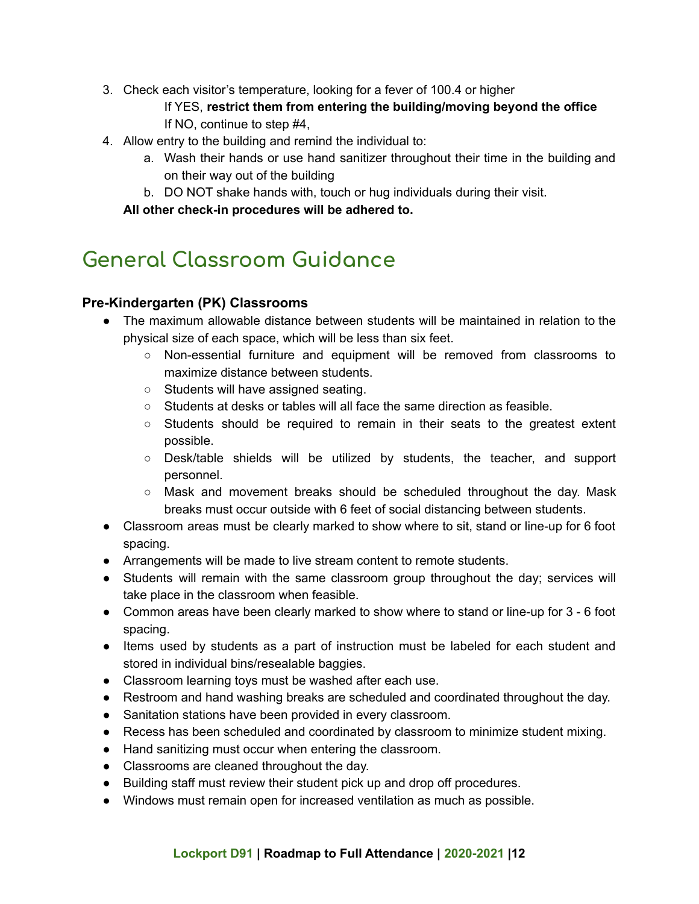3. Check each visitor's temperature, looking for a fever of 100.4 or higher
   If YES, **restrict them from entering the building/moving beyond the office**
   If NO, continue to step #4,
4. Allow entry to the building and remind the individual to:
   a. Wash their hands or use hand sanitizer throughout their time in the building and on their way out of the building
   b. DO NOT shake hands with, touch or hug individuals during their visit.

   **All other check-in procedures will be adhered to.**

## General Classroom Guidance

### Pre-Kindergarten (PK) Classrooms

- The maximum allowable distance between students will be maintained in relation to the physical size of each space, which will be less than six feet.
  - Non-essential furniture and equipment will be removed from classrooms to maximize distance between students.
  - Students will have assigned seating.
  - Students at desks or tables will all face the same direction as feasible.
  - Students should be required to remain in their seats to the greatest extent possible.
  - Desk/table shields will be utilized by students, the teacher, and support personnel.
  - Mask and movement breaks should be scheduled throughout the day. Mask breaks must occur outside with 6 feet of social distancing between students.
- Classroom areas must be clearly marked to show where to sit, stand or line-up for 6 foot spacing.
- Arrangements will be made to live stream content to remote students.
- Students will remain with the same classroom group throughout the day; services will take place in the classroom when feasible.
- Common areas have been clearly marked to show where to stand or line-up for 3 - 6 foot spacing.
- Items used by students as a part of instruction must be labeled for each student and stored in individual bins/resealable baggies.
- Classroom learning toys must be washed after each use.
- Restroom and hand washing breaks are scheduled and coordinated throughout the day.
- Sanitation stations have been provided in every classroom.
- Recess has been scheduled and coordinated by classroom to minimize student mixing.
- Hand sanitizing must occur when entering the classroom.
- Classrooms are cleaned throughout the day.
- Building staff must review their student pick up and drop off procedures.
- Windows must remain open for increased ventilation as much as possible.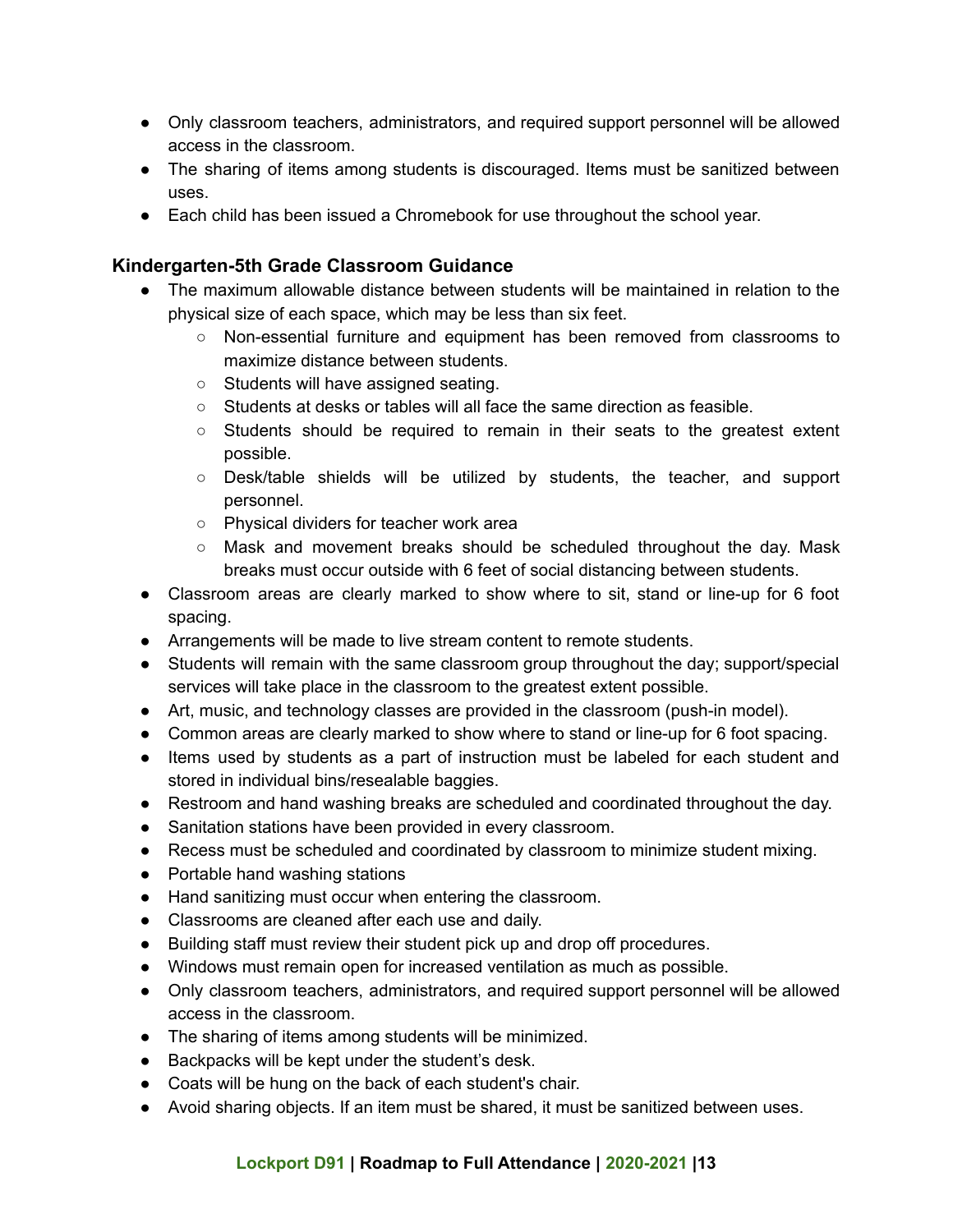- Only classroom teachers, administrators, and required support personnel will be allowed access in the classroom.
- The sharing of items among students is discouraged. Items must be sanitized between uses.
- Each child has been issued a Chromebook for use throughout the school year.

### Kindergarten-5th Grade Classroom Guidance

- The maximum allowable distance between students will be maintained in relation to the physical size of each space, which may be less than six feet.
  - Non-essential furniture and equipment has been removed from classrooms to maximize distance between students.
  - Students will have assigned seating.
  - Students at desks or tables will all face the same direction as feasible.
  - Students should be required to remain in their seats to the greatest extent possible.
  - Desk/table shields will be utilized by students, the teacher, and support personnel.
  - Physical dividers for teacher work area
  - Mask and movement breaks should be scheduled throughout the day. Mask breaks must occur outside with 6 feet of social distancing between students.
- Classroom areas are clearly marked to show where to sit, stand or line-up for 6 foot spacing.
- Arrangements will be made to live stream content to remote students.
- Students will remain with the same classroom group throughout the day; support/special services will take place in the classroom to the greatest extent possible.
- Art, music, and technology classes are provided in the classroom (push-in model).
- Common areas are clearly marked to show where to stand or line-up for 6 foot spacing.
- Items used by students as a part of instruction must be labeled for each student and stored in individual bins/resealable baggies.
- Restroom and hand washing breaks are scheduled and coordinated throughout the day.
- Sanitation stations have been provided in every classroom.
- Recess must be scheduled and coordinated by classroom to minimize student mixing.
- Portable hand washing stations
- Hand sanitizing must occur when entering the classroom.
- Classrooms are cleaned after each use and daily.
- Building staff must review their student pick up and drop off procedures.
- Windows must remain open for increased ventilation as much as possible.
- Only classroom teachers, administrators, and required support personnel will be allowed access in the classroom.
- The sharing of items among students will be minimized.
- Backpacks will be kept under the student's desk.
- Coats will be hung on the back of each student's chair.
- Avoid sharing objects. If an item must be shared, it must be sanitized between uses.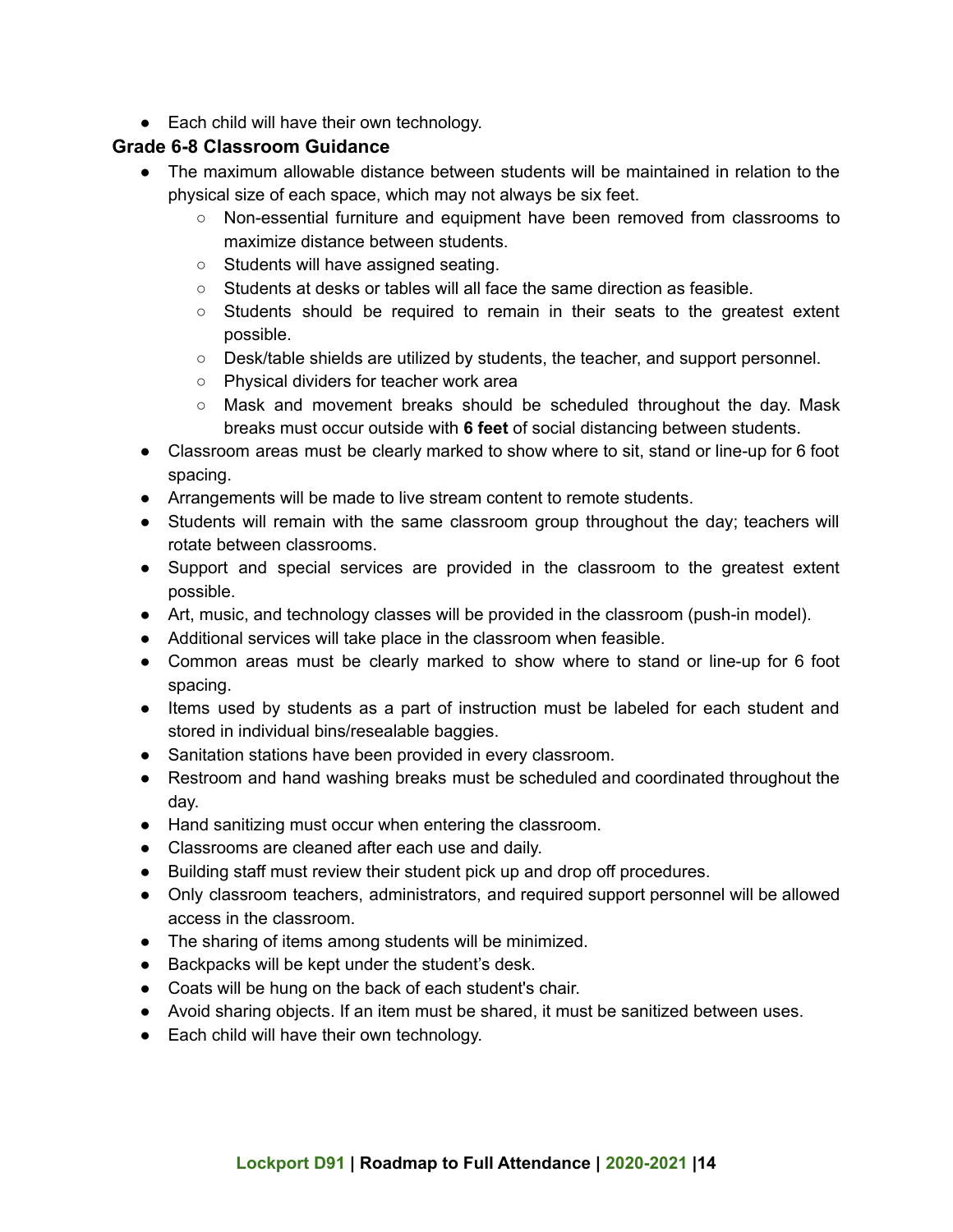- Each child will have their own technology.

### Grade 6-8 Classroom Guidance

- The maximum allowable distance between students will be maintained in relation to the physical size of each space, which may not always be six feet.
  - Non-essential furniture and equipment have been removed from classrooms to maximize distance between students.
  - Students will have assigned seating.
  - Students at desks or tables will all face the same direction as feasible.
  - Students should be required to remain in their seats to the greatest extent possible.
  - Desk/table shields are utilized by students, the teacher, and support personnel.
  - Physical dividers for teacher work area
  - Mask and movement breaks should be scheduled throughout the day. Mask breaks must occur outside with **6 feet** of social distancing between students.
- Classroom areas must be clearly marked to show where to sit, stand or line-up for 6 foot spacing.
- Arrangements will be made to live stream content to remote students.
- Students will remain with the same classroom group throughout the day; teachers will rotate between classrooms.
- Support and special services are provided in the classroom to the greatest extent possible.
- Art, music, and technology classes will be provided in the classroom (push-in model).
- Additional services will take place in the classroom when feasible.
- Common areas must be clearly marked to show where to stand or line-up for 6 foot spacing.
- Items used by students as a part of instruction must be labeled for each student and stored in individual bins/resealable baggies.
- Sanitation stations have been provided in every classroom.
- Restroom and hand washing breaks must be scheduled and coordinated throughout the day.
- Hand sanitizing must occur when entering the classroom.
- Classrooms are cleaned after each use and daily.
- Building staff must review their student pick up and drop off procedures.
- Only classroom teachers, administrators, and required support personnel will be allowed access in the classroom.
- The sharing of items among students will be minimized.
- Backpacks will be kept under the student's desk.
- Coats will be hung on the back of each student's chair.
- Avoid sharing objects. If an item must be shared, it must be sanitized between uses.
- Each child will have their own technology.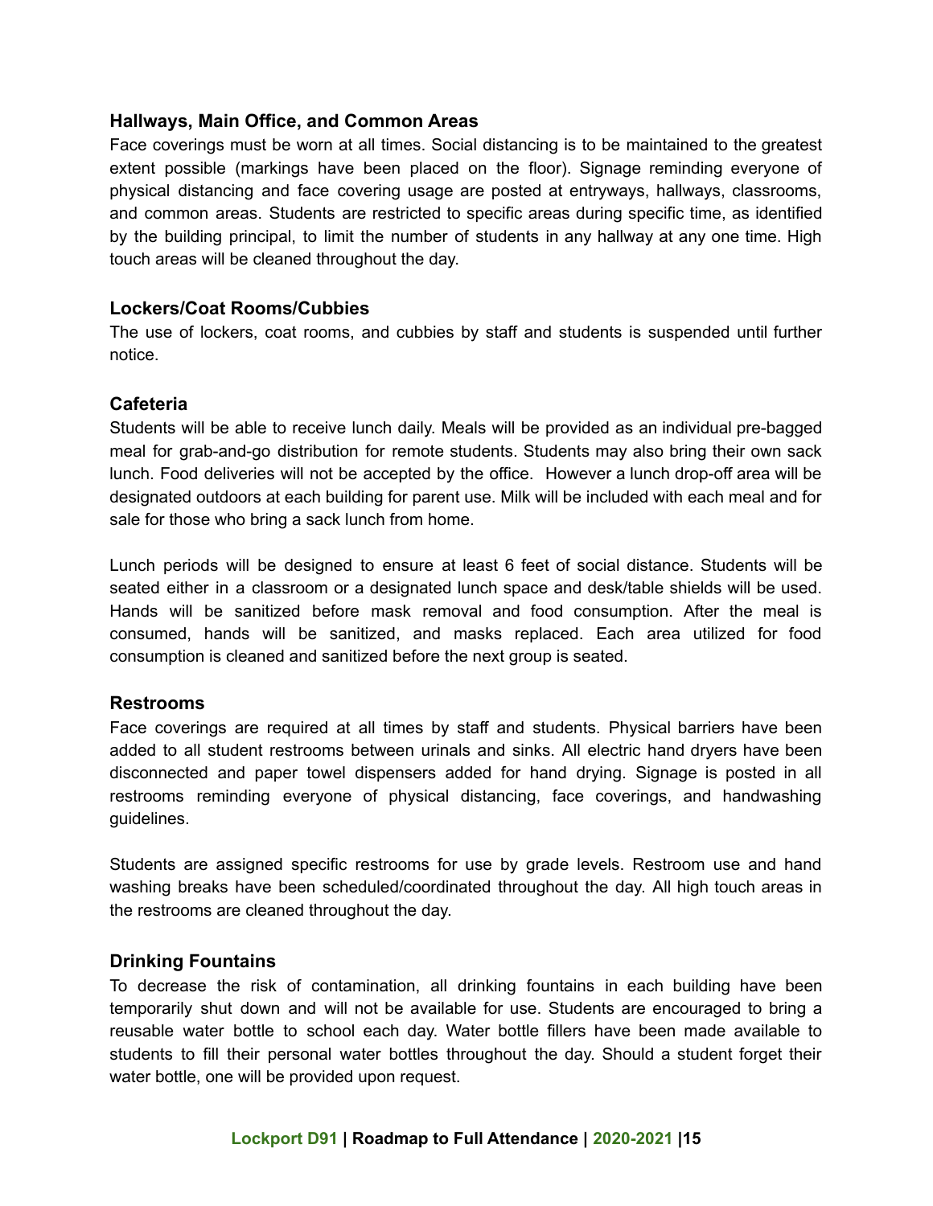### Hallways, Main Office, and Common Areas

Face coverings must be worn at all times. Social distancing is to be maintained to the greatest extent possible (markings have been placed on the floor). Signage reminding everyone of physical distancing and face covering usage are posted at entryways, hallways, classrooms, and common areas. Students are restricted to specific areas during specific time, as identified by the building principal, to limit the number of students in any hallway at any one time. High touch areas will be cleaned throughout the day.

### Lockers/Coat Rooms/Cubbies

The use of lockers, coat rooms, and cubbies by staff and students is suspended until further notice.

### Cafeteria

Students will be able to receive lunch daily. Meals will be provided as an individual pre-bagged meal for grab-and-go distribution for remote students. Students may also bring their own sack lunch. Food deliveries will not be accepted by the office. However a lunch drop-off area will be designated outdoors at each building for parent use. Milk will be included with each meal and for sale for those who bring a sack lunch from home.

Lunch periods will be designed to ensure at least 6 feet of social distance. Students will be seated either in a classroom or a designated lunch space and desk/table shields will be used. Hands will be sanitized before mask removal and food consumption. After the meal is consumed, hands will be sanitized, and masks replaced. Each area utilized for food consumption is cleaned and sanitized before the next group is seated.

### Restrooms

Face coverings are required at all times by staff and students. Physical barriers have been added to all student restrooms between urinals and sinks. All electric hand dryers have been disconnected and paper towel dispensers added for hand drying. Signage is posted in all restrooms reminding everyone of physical distancing, face coverings, and handwashing guidelines.

Students are assigned specific restrooms for use by grade levels. Restroom use and hand washing breaks have been scheduled/coordinated throughout the day. All high touch areas in the restrooms are cleaned throughout the day.

### Drinking Fountains

To decrease the risk of contamination, all drinking fountains in each building have been temporarily shut down and will not be available for use. Students are encouraged to bring a reusable water bottle to school each day. Water bottle fillers have been made available to students to fill their personal water bottles throughout the day. Should a student forget their water bottle, one will be provided upon request.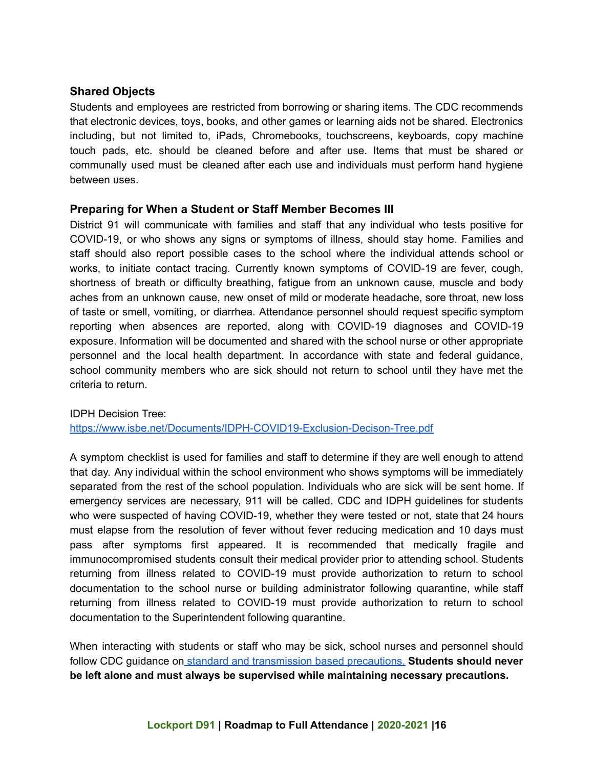### Shared Objects

Students and employees are restricted from borrowing or sharing items. The CDC recommends that electronic devices, toys, books, and other games or learning aids not be shared. Electronics including, but not limited to, iPads, Chromebooks, touchscreens, keyboards, copy machine touch pads, etc. should be cleaned before and after use. Items that must be shared or communally used must be cleaned after each use and individuals must perform hand hygiene between uses.

### Preparing for When a Student or Staff Member Becomes Ill

District 91 will communicate with families and staff that any individual who tests positive for COVID-19, or who shows any signs or symptoms of illness, should stay home. Families and staff should also report possible cases to the school where the individual attends school or works, to initiate contact tracing. Currently known symptoms of COVID-19 are fever, cough, shortness of breath or difficulty breathing, fatigue from an unknown cause, muscle and body aches from an unknown cause, new onset of mild or moderate headache, sore throat, new loss of taste or smell, vomiting, or diarrhea. Attendance personnel should request specific symptom reporting when absences are reported, along with COVID-19 diagnoses and COVID-19 exposure. Information will be documented and shared with the school nurse or other appropriate personnel and the local health department. In accordance with state and federal guidance, school community members who are sick should not return to school until they have met the criteria to return.

IDPH Decision Tree:
[https://www.isbe.net/Documents/IDPH-COVID19-Exclusion-Decison-Tree.pdf](https://www.isbe.net/Documents/IDPH-COVID19-Exclusion-Decison-Tree.pdf)

A symptom checklist is used for families and staff to determine if they are well enough to attend that day. Any individual within the school environment who shows symptoms will be immediately separated from the rest of the school population. Individuals who are sick will be sent home. If emergency services are necessary, 911 will be called. CDC and IDPH guidelines for students who were suspected of having COVID-19, whether they were tested or not, state that 24 hours must elapse from the resolution of fever without fever reducing medication and 10 days must pass after symptoms first appeared. It is recommended that medically fragile and immunocompromised students consult their medical provider prior to attending school. Students returning from illness related to COVID-19 must provide authorization to return to school documentation to the school nurse or building administrator following quarantine, while staff returning from illness related to COVID-19 must provide authorization to return to school documentation to the Superintendent following quarantine.

When interacting with students or staff who may be sick, school nurses and personnel should follow CDC guidance on [standard and transmission based precautions.](#) **Students should never be left alone and must always be supervised while maintaining necessary precautions.**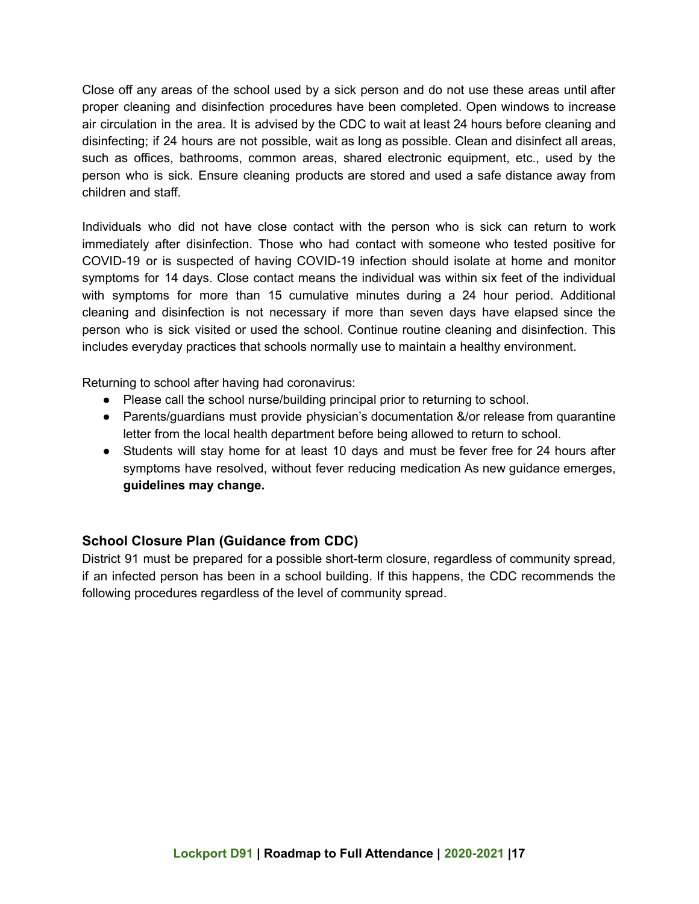Close off any areas of the school used by a sick person and do not use these areas until after proper cleaning and disinfection procedures have been completed. Open windows to increase air circulation in the area. It is advised by the CDC to wait at least 24 hours before cleaning and disinfecting; if 24 hours are not possible, wait as long as possible. Clean and disinfect all areas, such as offices, bathrooms, common areas, shared electronic equipment, etc., used by the person who is sick. Ensure cleaning products are stored and used a safe distance away from children and staff.

Individuals who did not have close contact with the person who is sick can return to work immediately after disinfection. Those who had contact with someone who tested positive for COVID-19 or is suspected of having COVID-19 infection should isolate at home and monitor symptoms for 14 days. Close contact means the individual was within six feet of the individual with symptoms for more than 15 cumulative minutes during a 24 hour period. Additional cleaning and disinfection is not necessary if more than seven days have elapsed since the person who is sick visited or used the school. Continue routine cleaning and disinfection. This includes everyday practices that schools normally use to maintain a healthy environment.

Returning to school after having had coronavirus:

- Please call the school nurse/building principal prior to returning to school.
- Parents/guardians must provide physician's documentation &/or release from quarantine letter from the local health department before being allowed to return to school.
- Students will stay home for at least 10 days and must be fever free for 24 hours after symptoms have resolved, without fever reducing medication As new guidance emerges, **guidelines may change.**

### School Closure Plan (Guidance from CDC)

District 91 must be prepared for a possible short-term closure, regardless of community spread, if an infected person has been in a school building. If this happens, the CDC recommends the following procedures regardless of the level of community spread.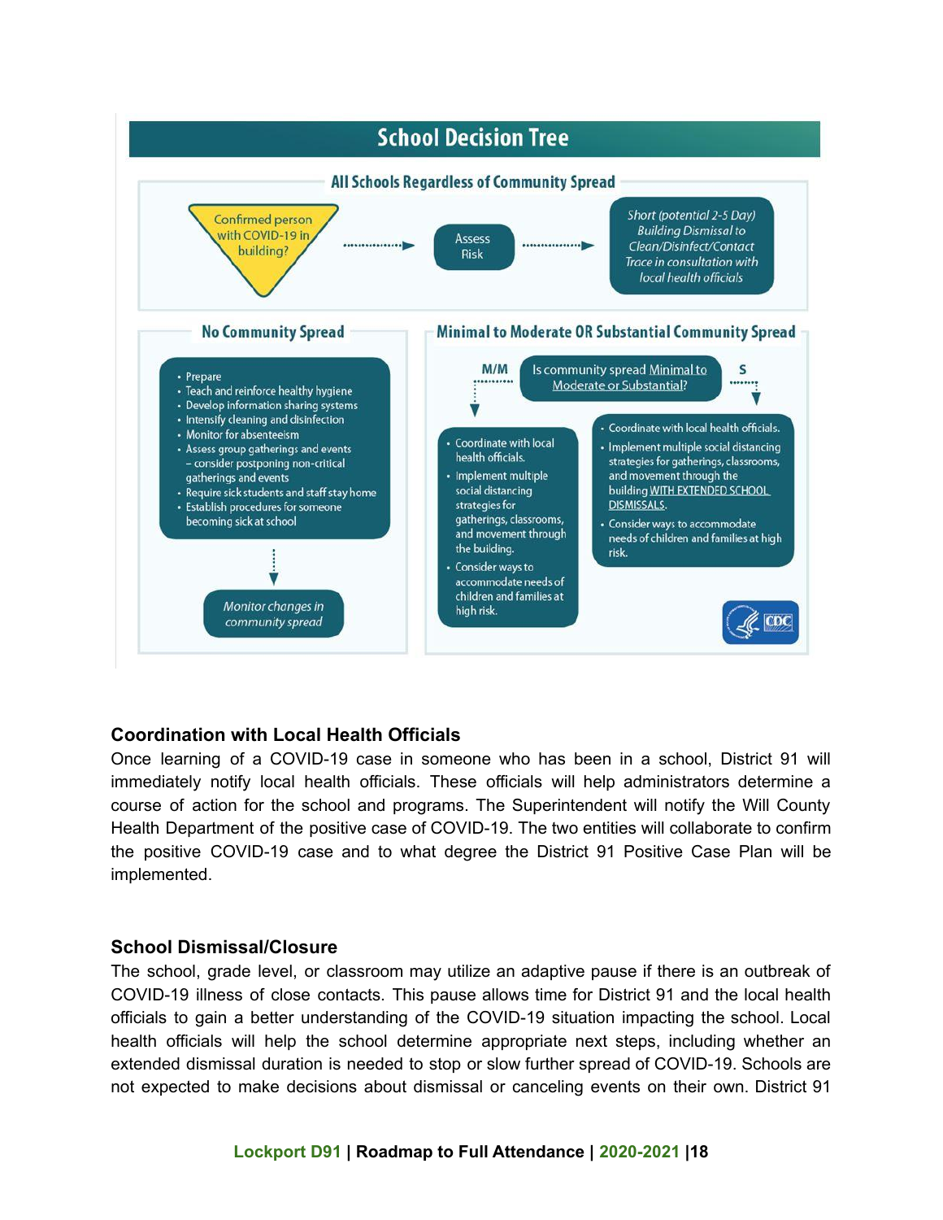## School Decision Tree

### All Schools Regardless of Community Spread

Confirmed person with COVID-19 in building? → Assess Risk → Short (potential 2-5 Day) Building Dismissal to Clean/Disinfect/Contact Trace in consultation with local health officials

### No Community Spread

- Prepare
- Teach and reinforce healthy hygiene
- Develop information sharing systems
- Intensify cleaning and disinfection
- Monitor for absenteeism
- Assess group gatherings and events – consider postponing non-critical gatherings and events
- Require sick students and staff stay home
- Establish procedures for someone becoming sick at school

→ Monitor changes in community spread

### Minimal to Moderate OR Substantial Community Spread

Is community spread Minimal to Moderate or Substantial?

**M/M**

- Coordinate with local health officials.
- Implement multiple social distancing strategies for gatherings, classrooms, and movement through the building.
- Consider ways to accommodate needs of children and families at high risk.

**S**

- Coordinate with local health officials.
- Implement multiple social distancing strategies for gatherings, classrooms, and movement through the building WITH EXTENDED SCHOOL DISMISSALS.
- Consider ways to accommodate needs of children and families at high risk.

CDC

**Coordination with Local Health Officials**

Once learning of a COVID-19 case in someone who has been in a school, District 91 will immediately notify local health officials. These officials will help administrators determine a course of action for the school and programs. The Superintendent will notify the Will County Health Department of the positive case of COVID-19. The two entities will collaborate to confirm the positive COVID-19 case and to what degree the District 91 Positive Case Plan will be implemented.

**School Dismissal/Closure**

The school, grade level, or classroom may utilize an adaptive pause if there is an outbreak of COVID-19 illness of close contacts. This pause allows time for District 91 and the local health officials to gain a better understanding of the COVID-19 situation impacting the school. Local health officials will help the school determine appropriate next steps, including whether an extended dismissal duration is needed to stop or slow further spread of COVID-19. Schools are not expected to make decisions about dismissal or canceling events on their own. District 91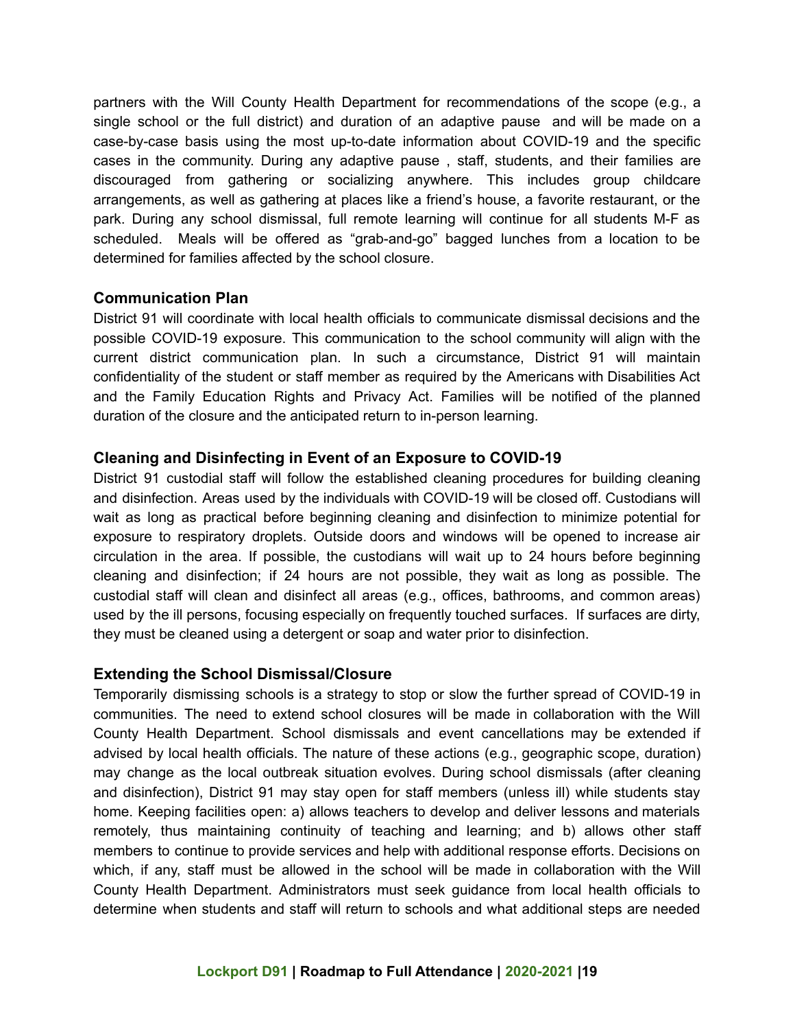partners with the Will County Health Department for recommendations of the scope (e.g., a single school or the full district) and duration of an adaptive pause and will be made on a case-by-case basis using the most up-to-date information about COVID-19 and the specific cases in the community. During any adaptive pause , staff, students, and their families are discouraged from gathering or socializing anywhere. This includes group childcare arrangements, as well as gathering at places like a friend's house, a favorite restaurant, or the park. During any school dismissal, full remote learning will continue for all students M-F as scheduled. Meals will be offered as "grab-and-go" bagged lunches from a location to be determined for families affected by the school closure.

### Communication Plan

District 91 will coordinate with local health officials to communicate dismissal decisions and the possible COVID-19 exposure. This communication to the school community will align with the current district communication plan. In such a circumstance, District 91 will maintain confidentiality of the student or staff member as required by the Americans with Disabilities Act and the Family Education Rights and Privacy Act. Families will be notified of the planned duration of the closure and the anticipated return to in-person learning.

### Cleaning and Disinfecting in Event of an Exposure to COVID-19

District 91 custodial staff will follow the established cleaning procedures for building cleaning and disinfection. Areas used by the individuals with COVID-19 will be closed off. Custodians will wait as long as practical before beginning cleaning and disinfection to minimize potential for exposure to respiratory droplets. Outside doors and windows will be opened to increase air circulation in the area. If possible, the custodians will wait up to 24 hours before beginning cleaning and disinfection; if 24 hours are not possible, they wait as long as possible. The custodial staff will clean and disinfect all areas (e.g., offices, bathrooms, and common areas) used by the ill persons, focusing especially on frequently touched surfaces. If surfaces are dirty, they must be cleaned using a detergent or soap and water prior to disinfection.

### Extending the School Dismissal/Closure

Temporarily dismissing schools is a strategy to stop or slow the further spread of COVID-19 in communities. The need to extend school closures will be made in collaboration with the Will County Health Department. School dismissals and event cancellations may be extended if advised by local health officials. The nature of these actions (e.g., geographic scope, duration) may change as the local outbreak situation evolves. During school dismissals (after cleaning and disinfection), District 91 may stay open for staff members (unless ill) while students stay home. Keeping facilities open: a) allows teachers to develop and deliver lessons and materials remotely, thus maintaining continuity of teaching and learning; and b) allows other staff members to continue to provide services and help with additional response efforts. Decisions on which, if any, staff must be allowed in the school will be made in collaboration with the Will County Health Department. Administrators must seek guidance from local health officials to determine when students and staff will return to schools and what additional steps are needed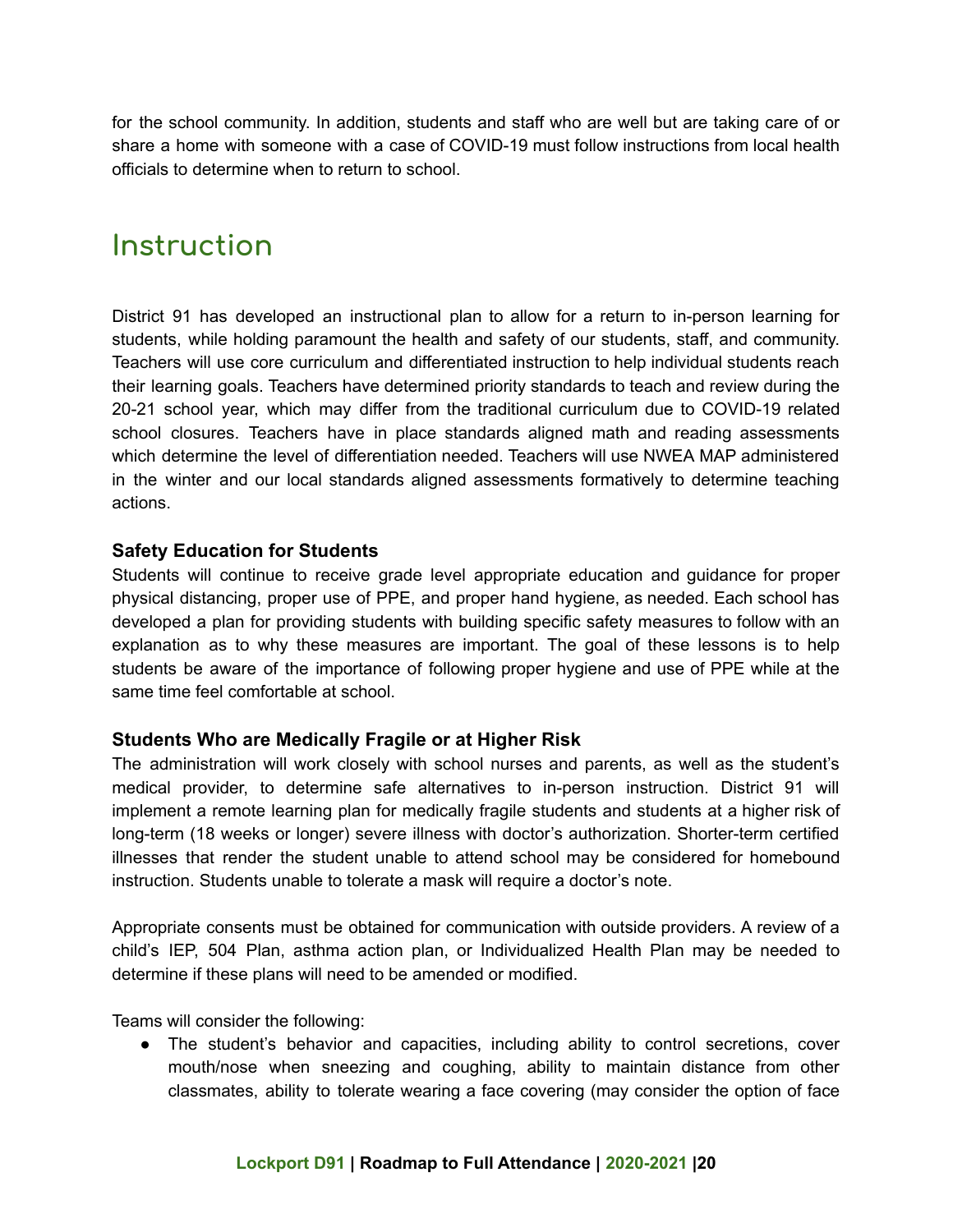for the school community. In addition, students and staff who are well but are taking care of or share a home with someone with a case of COVID-19 must follow instructions from local health officials to determine when to return to school.

# Instruction

District 91 has developed an instructional plan to allow for a return to in-person learning for students, while holding paramount the health and safety of our students, staff, and community. Teachers will use core curriculum and differentiated instruction to help individual students reach their learning goals. Teachers have determined priority standards to teach and review during the 20-21 school year, which may differ from the traditional curriculum due to COVID-19 related school closures. Teachers have in place standards aligned math and reading assessments which determine the level of differentiation needed. Teachers will use NWEA MAP administered in the winter and our local standards aligned assessments formatively to determine teaching actions.

**Safety Education for Students**

Students will continue to receive grade level appropriate education and guidance for proper physical distancing, proper use of PPE, and proper hand hygiene, as needed. Each school has developed a plan for providing students with building specific safety measures to follow with an explanation as to why these measures are important. The goal of these lessons is to help students be aware of the importance of following proper hygiene and use of PPE while at the same time feel comfortable at school.

**Students Who are Medically Fragile or at Higher Risk**

The administration will work closely with school nurses and parents, as well as the student's medical provider, to determine safe alternatives to in-person instruction. District 91 will implement a remote learning plan for medically fragile students and students at a higher risk of long-term (18 weeks or longer) severe illness with doctor's authorization. Shorter-term certified illnesses that render the student unable to attend school may be considered for homebound instruction. Students unable to tolerate a mask will require a doctor's note.

Appropriate consents must be obtained for communication with outside providers. A review of a child's IEP, 504 Plan, asthma action plan, or Individualized Health Plan may be needed to determine if these plans will need to be amended or modified.

Teams will consider the following:

- The student's behavior and capacities, including ability to control secretions, cover mouth/nose when sneezing and coughing, ability to maintain distance from other classmates, ability to tolerate wearing a face covering (may consider the option of face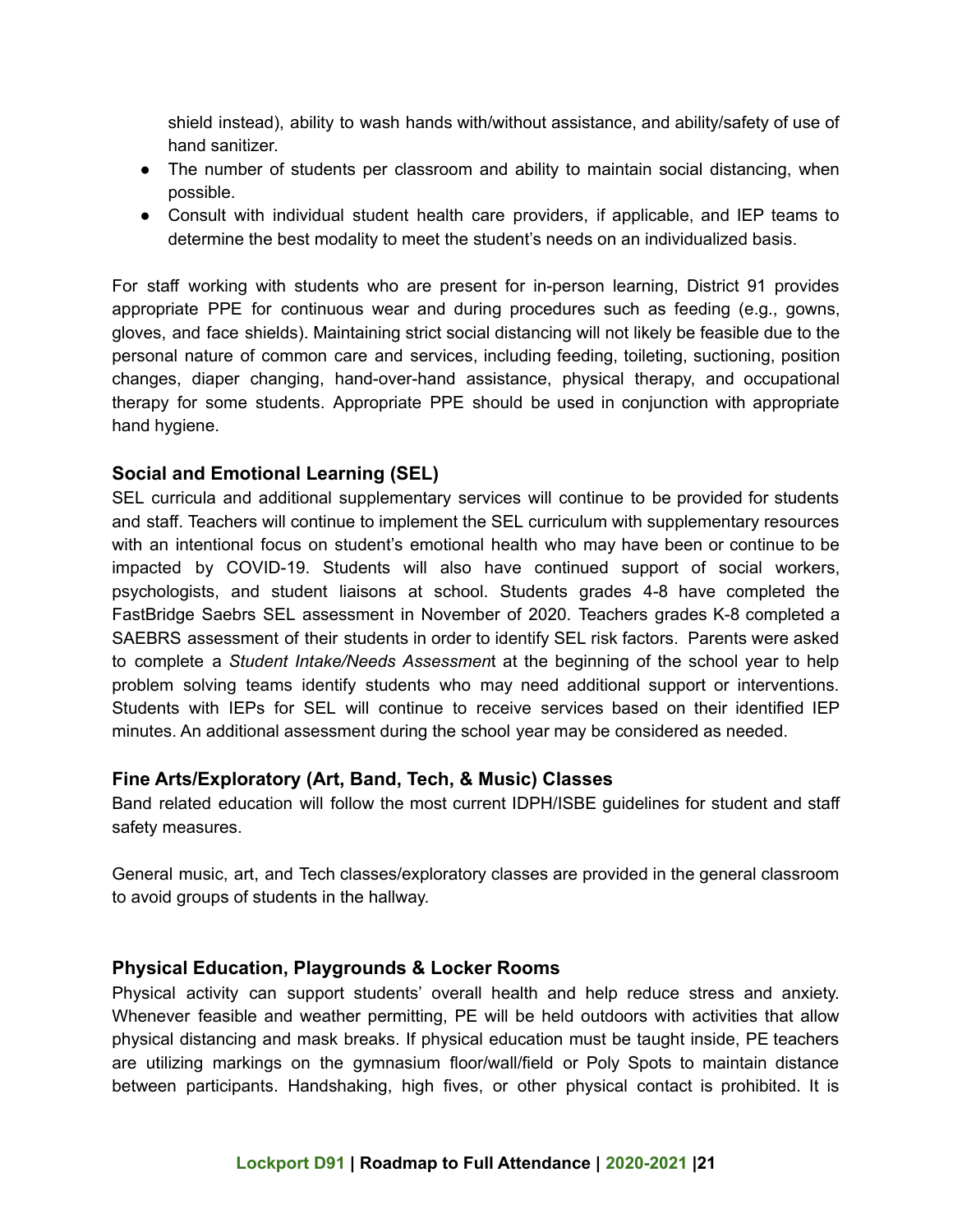shield instead), ability to wash hands with/without assistance, and ability/safety of use of hand sanitizer.

- The number of students per classroom and ability to maintain social distancing, when possible.
- Consult with individual student health care providers, if applicable, and IEP teams to determine the best modality to meet the student's needs on an individualized basis.

For staff working with students who are present for in-person learning, District 91 provides appropriate PPE for continuous wear and during procedures such as feeding (e.g., gowns, gloves, and face shields). Maintaining strict social distancing will not likely be feasible due to the personal nature of common care and services, including feeding, toileting, suctioning, position changes, diaper changing, hand-over-hand assistance, physical therapy, and occupational therapy for some students. Appropriate PPE should be used in conjunction with appropriate hand hygiene.

### Social and Emotional Learning (SEL)

SEL curricula and additional supplementary services will continue to be provided for students and staff. Teachers will continue to implement the SEL curriculum with supplementary resources with an intentional focus on student's emotional health who may have been or continue to be impacted by COVID-19. Students will also have continued support of social workers, psychologists, and student liaisons at school. Students grades 4-8 have completed the FastBridge Saebrs SEL assessment in November of 2020. Teachers grades K-8 completed a SAEBRS assessment of their students in order to identify SEL risk factors. Parents were asked to complete a *Student Intake/Needs Assessmen*t at the beginning of the school year to help problem solving teams identify students who may need additional support or interventions. Students with IEPs for SEL will continue to receive services based on their identified IEP minutes. An additional assessment during the school year may be considered as needed.

### Fine Arts/Exploratory (Art, Band, Tech, & Music) Classes

Band related education will follow the most current IDPH/ISBE guidelines for student and staff safety measures.

General music, art, and Tech classes/exploratory classes are provided in the general classroom to avoid groups of students in the hallway.

### Physical Education, Playgrounds & Locker Rooms

Physical activity can support students' overall health and help reduce stress and anxiety. Whenever feasible and weather permitting, PE will be held outdoors with activities that allow physical distancing and mask breaks. If physical education must be taught inside, PE teachers are utilizing markings on the gymnasium floor/wall/field or Poly Spots to maintain distance between participants. Handshaking, high fives, or other physical contact is prohibited. It is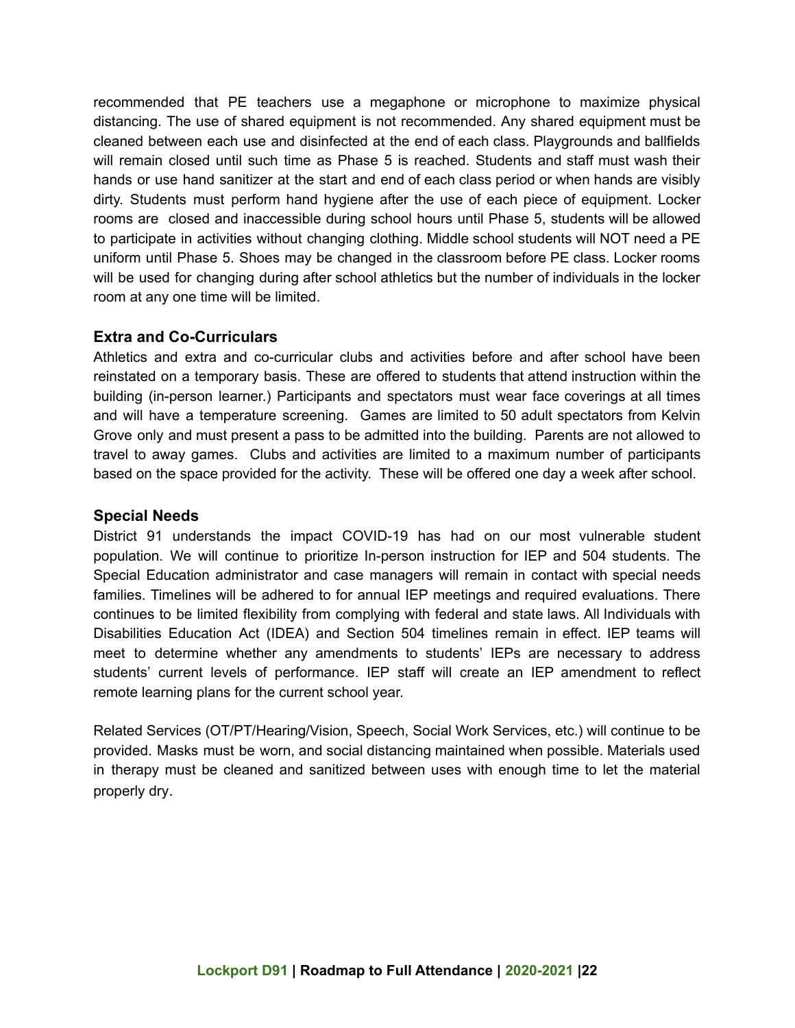recommended that PE teachers use a megaphone or microphone to maximize physical distancing. The use of shared equipment is not recommended. Any shared equipment must be cleaned between each use and disinfected at the end of each class. Playgrounds and ballfields will remain closed until such time as Phase 5 is reached. Students and staff must wash their hands or use hand sanitizer at the start and end of each class period or when hands are visibly dirty. Students must perform hand hygiene after the use of each piece of equipment. Locker rooms are closed and inaccessible during school hours until Phase 5, students will be allowed to participate in activities without changing clothing. Middle school students will NOT need a PE uniform until Phase 5. Shoes may be changed in the classroom before PE class. Locker rooms will be used for changing during after school athletics but the number of individuals in the locker room at any one time will be limited.

### Extra and Co-Curriculars

Athletics and extra and co-curricular clubs and activities before and after school have been reinstated on a temporary basis. These are offered to students that attend instruction within the building (in-person learner.) Participants and spectators must wear face coverings at all times and will have a temperature screening. Games are limited to 50 adult spectators from Kelvin Grove only and must present a pass to be admitted into the building. Parents are not allowed to travel to away games. Clubs and activities are limited to a maximum number of participants based on the space provided for the activity. These will be offered one day a week after school.

### Special Needs

District 91 understands the impact COVID-19 has had on our most vulnerable student population. We will continue to prioritize In-person instruction for IEP and 504 students. The Special Education administrator and case managers will remain in contact with special needs families. Timelines will be adhered to for annual IEP meetings and required evaluations. There continues to be limited flexibility from complying with federal and state laws. All Individuals with Disabilities Education Act (IDEA) and Section 504 timelines remain in effect. IEP teams will meet to determine whether any amendments to students' IEPs are necessary to address students' current levels of performance. IEP staff will create an IEP amendment to reflect remote learning plans for the current school year.

Related Services (OT/PT/Hearing/Vision, Speech, Social Work Services, etc.) will continue to be provided. Masks must be worn, and social distancing maintained when possible. Materials used in therapy must be cleaned and sanitized between uses with enough time to let the material properly dry.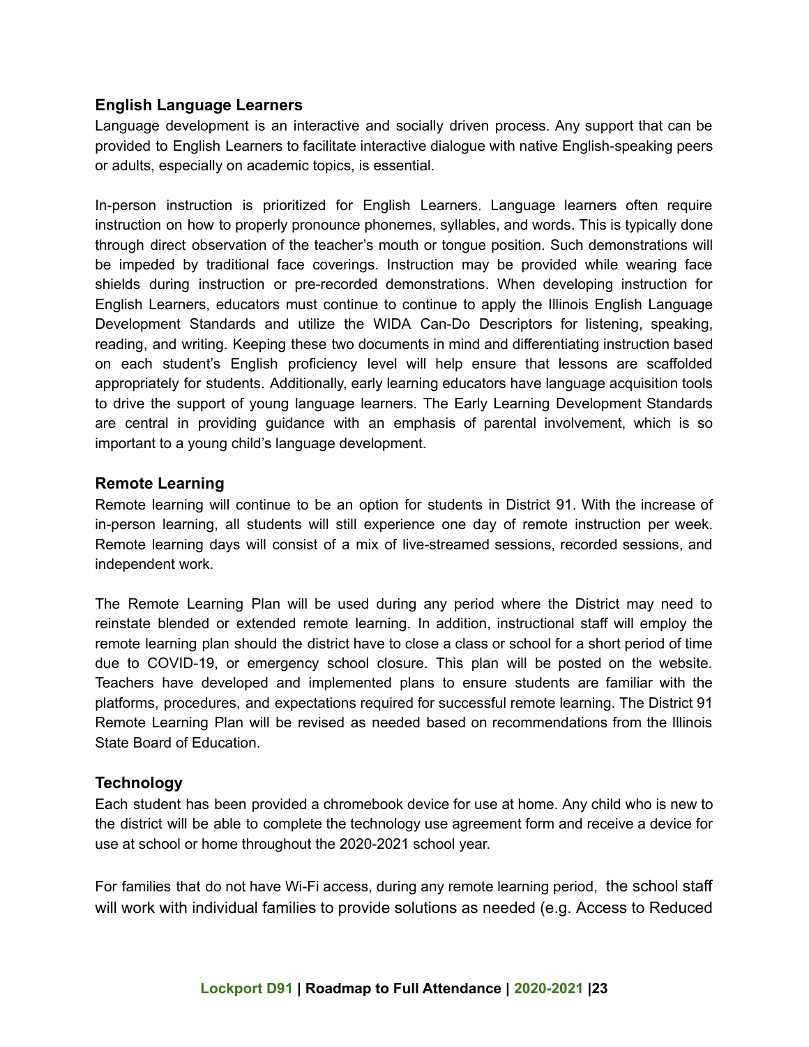### English Language Learners

Language development is an interactive and socially driven process. Any support that can be provided to English Learners to facilitate interactive dialogue with native English-speaking peers or adults, especially on academic topics, is essential.

In-person instruction is prioritized for English Learners. Language learners often require instruction on how to properly pronounce phonemes, syllables, and words. This is typically done through direct observation of the teacher's mouth or tongue position. Such demonstrations will be impeded by traditional face coverings. Instruction may be provided while wearing face shields during instruction or pre-recorded demonstrations. When developing instruction for English Learners, educators must continue to continue to apply the Illinois English Language Development Standards and utilize the WIDA Can-Do Descriptors for listening, speaking, reading, and writing. Keeping these two documents in mind and differentiating instruction based on each student's English proficiency level will help ensure that lessons are scaffolded appropriately for students. Additionally, early learning educators have language acquisition tools to drive the support of young language learners. The Early Learning Development Standards are central in providing guidance with an emphasis of parental involvement, which is so important to a young child's language development.

### Remote Learning

Remote learning will continue to be an option for students in District 91. With the increase of in-person learning, all students will still experience one day of remote instruction per week. Remote learning days will consist of a mix of live-streamed sessions, recorded sessions, and independent work.

The Remote Learning Plan will be used during any period where the District may need to reinstate blended or extended remote learning. In addition, instructional staff will employ the remote learning plan should the district have to close a class or school for a short period of time due to COVID-19, or emergency school closure. This plan will be posted on the website. Teachers have developed and implemented plans to ensure students are familiar with the platforms, procedures, and expectations required for successful remote learning. The District 91 Remote Learning Plan will be revised as needed based on recommendations from the Illinois State Board of Education.

### Technology

Each student has been provided a chromebook device for use at home. Any child who is new to the district will be able to complete the technology use agreement form and receive a device for use at school or home throughout the 2020-2021 school year.

For families that do not have Wi-Fi access, during any remote learning period, the school staff will work with individual families to provide solutions as needed (e.g. Access to Reduced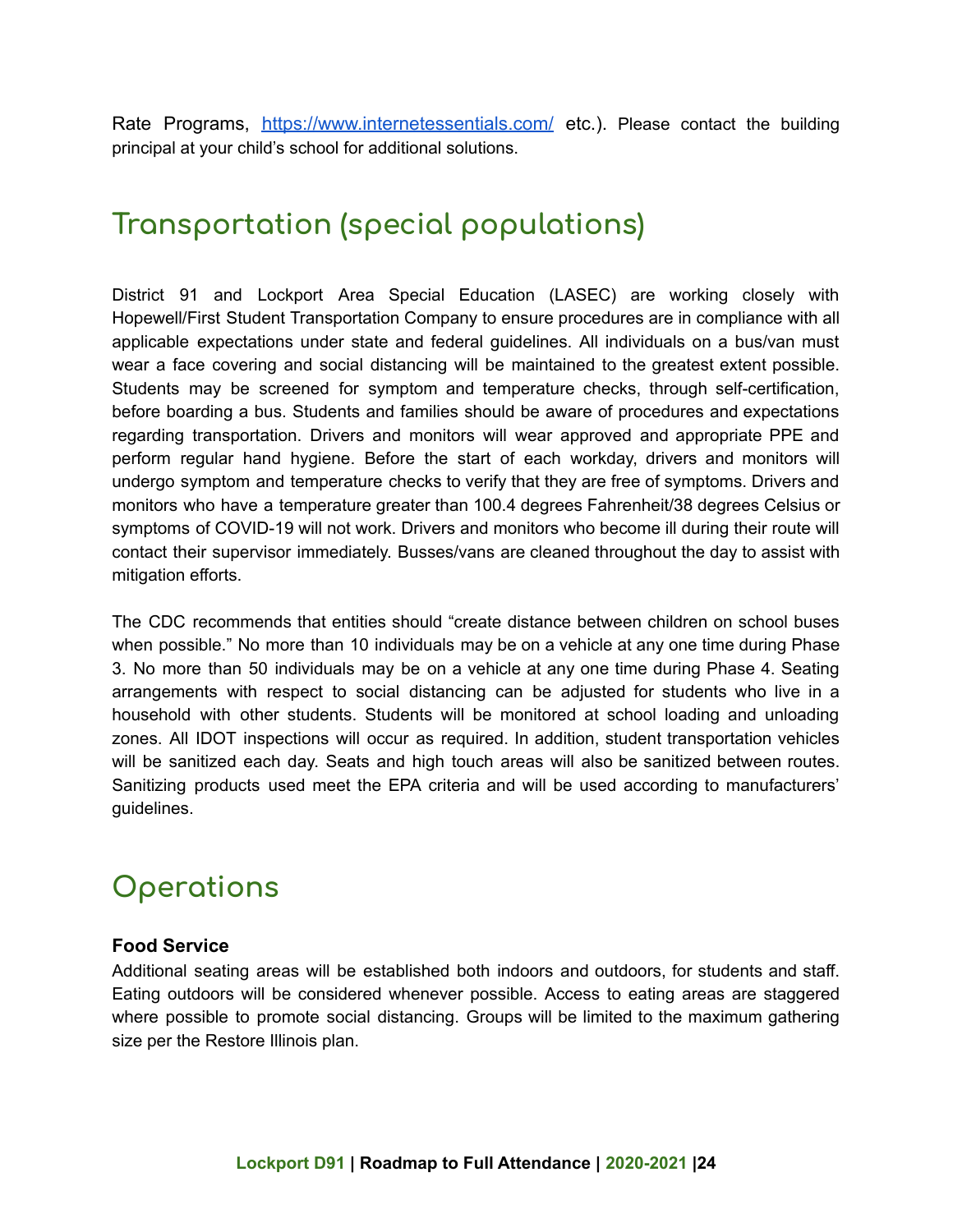Rate Programs, https://www.internetessentials.com/ etc.). Please contact the building principal at your child's school for additional solutions.

## Transportation (special populations)

District 91 and Lockport Area Special Education (LASEC) are working closely with Hopewell/First Student Transportation Company to ensure procedures are in compliance with all applicable expectations under state and federal guidelines. All individuals on a bus/van must wear a face covering and social distancing will be maintained to the greatest extent possible. Students may be screened for symptom and temperature checks, through self-certification, before boarding a bus. Students and families should be aware of procedures and expectations regarding transportation. Drivers and monitors will wear approved and appropriate PPE and perform regular hand hygiene. Before the start of each workday, drivers and monitors will undergo symptom and temperature checks to verify that they are free of symptoms. Drivers and monitors who have a temperature greater than 100.4 degrees Fahrenheit/38 degrees Celsius or symptoms of COVID-19 will not work. Drivers and monitors who become ill during their route will contact their supervisor immediately. Busses/vans are cleaned throughout the day to assist with mitigation efforts.

The CDC recommends that entities should "create distance between children on school buses when possible." No more than 10 individuals may be on a vehicle at any one time during Phase 3. No more than 50 individuals may be on a vehicle at any one time during Phase 4. Seating arrangements with respect to social distancing can be adjusted for students who live in a household with other students. Students will be monitored at school loading and unloading zones. All IDOT inspections will occur as required. In addition, student transportation vehicles will be sanitized each day. Seats and high touch areas will also be sanitized between routes. Sanitizing products used meet the EPA criteria and will be used according to manufacturers' guidelines.

## Operations

### Food Service

Additional seating areas will be established both indoors and outdoors, for students and staff. Eating outdoors will be considered whenever possible. Access to eating areas are staggered where possible to promote social distancing. Groups will be limited to the maximum gathering size per the Restore Illinois plan.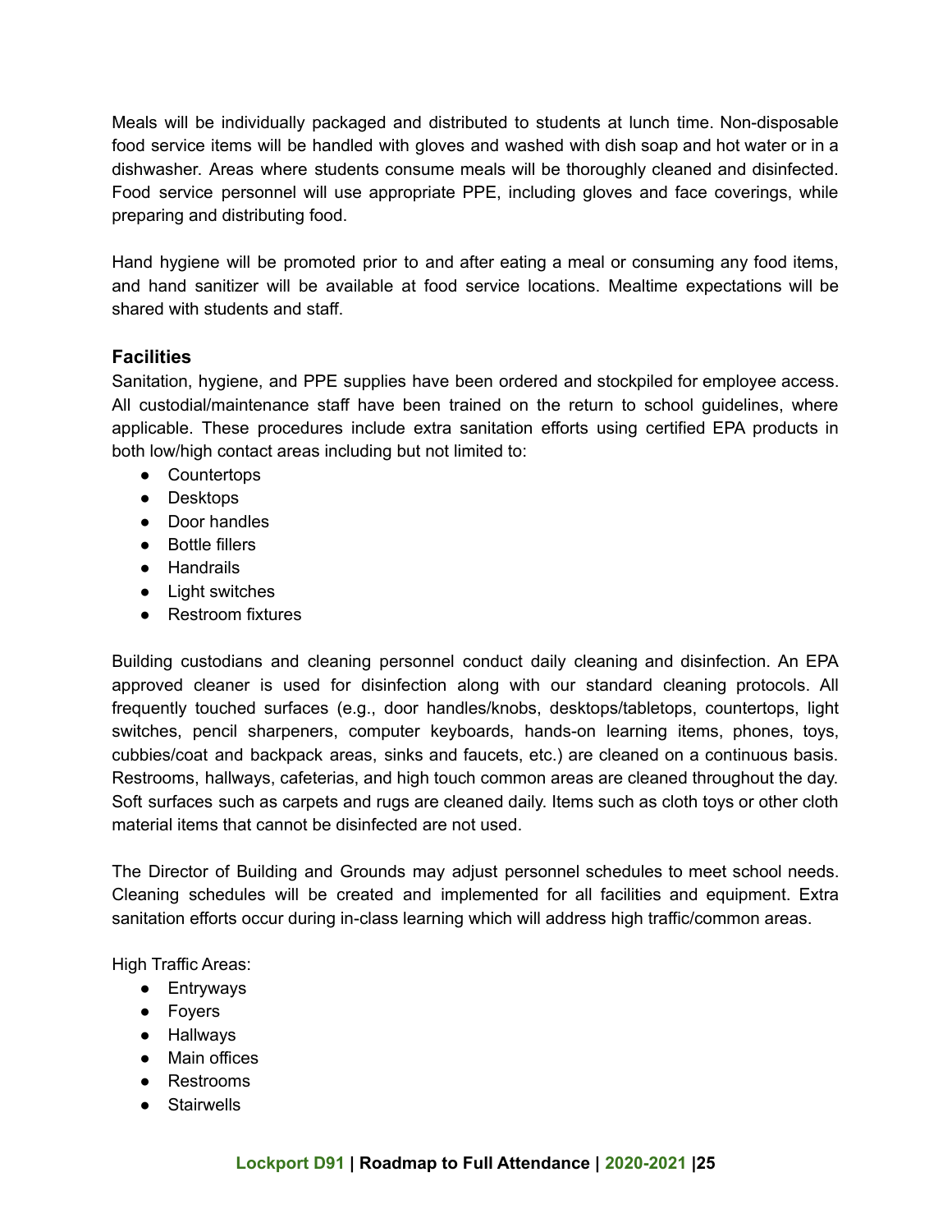Meals will be individually packaged and distributed to students at lunch time. Non-disposable food service items will be handled with gloves and washed with dish soap and hot water or in a dishwasher. Areas where students consume meals will be thoroughly cleaned and disinfected. Food service personnel will use appropriate PPE, including gloves and face coverings, while preparing and distributing food.

Hand hygiene will be promoted prior to and after eating a meal or consuming any food items, and hand sanitizer will be available at food service locations. Mealtime expectations will be shared with students and staff.

### Facilities

Sanitation, hygiene, and PPE supplies have been ordered and stockpiled for employee access. All custodial/maintenance staff have been trained on the return to school guidelines, where applicable. These procedures include extra sanitation efforts using certified EPA products in both low/high contact areas including but not limited to:

- Countertops
- Desktops
- Door handles
- Bottle fillers
- Handrails
- Light switches
- Restroom fixtures

Building custodians and cleaning personnel conduct daily cleaning and disinfection. An EPA approved cleaner is used for disinfection along with our standard cleaning protocols. All frequently touched surfaces (e.g., door handles/knobs, desktops/tabletops, countertops, light switches, pencil sharpeners, computer keyboards, hands-on learning items, phones, toys, cubbies/coat and backpack areas, sinks and faucets, etc.) are cleaned on a continuous basis. Restrooms, hallways, cafeterias, and high touch common areas are cleaned throughout the day. Soft surfaces such as carpets and rugs are cleaned daily. Items such as cloth toys or other cloth material items that cannot be disinfected are not used.

The Director of Building and Grounds may adjust personnel schedules to meet school needs. Cleaning schedules will be created and implemented for all facilities and equipment. Extra sanitation efforts occur during in-class learning which will address high traffic/common areas.

High Traffic Areas:

- Entryways
- Foyers
- Hallways
- Main offices
- Restrooms
- Stairwells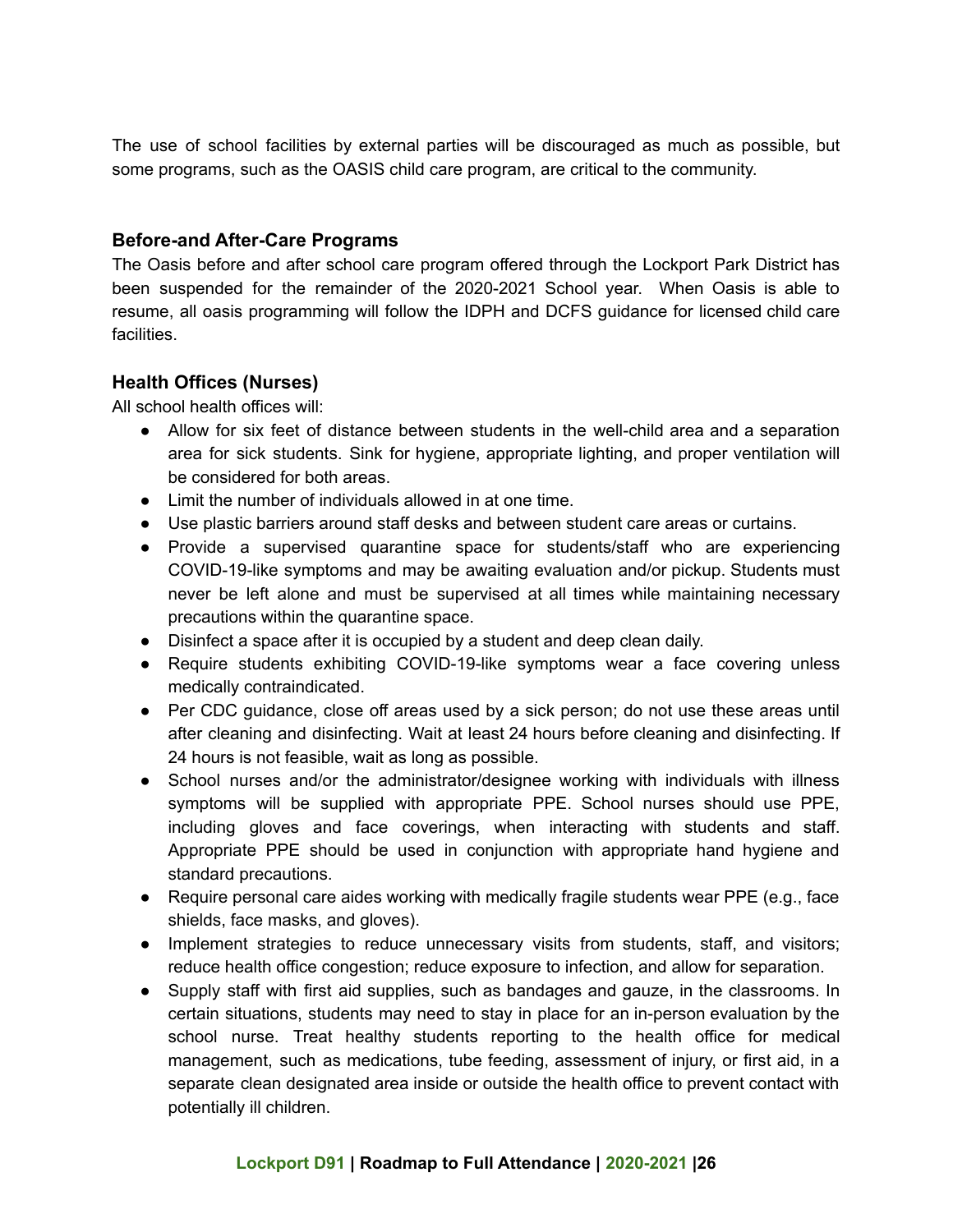The use of school facilities by external parties will be discouraged as much as possible, but some programs, such as the OASIS child care program, are critical to the community.

### Before-and After-Care Programs

The Oasis before and after school care program offered through the Lockport Park District has been suspended for the remainder of the 2020-2021 School year. When Oasis is able to resume, all oasis programming will follow the IDPH and DCFS guidance for licensed child care facilities.

### Health Offices (Nurses)

All school health offices will:

- Allow for six feet of distance between students in the well-child area and a separation area for sick students. Sink for hygiene, appropriate lighting, and proper ventilation will be considered for both areas.
- Limit the number of individuals allowed in at one time.
- Use plastic barriers around staff desks and between student care areas or curtains.
- Provide a supervised quarantine space for students/staff who are experiencing COVID-19-like symptoms and may be awaiting evaluation and/or pickup. Students must never be left alone and must be supervised at all times while maintaining necessary precautions within the quarantine space.
- Disinfect a space after it is occupied by a student and deep clean daily.
- Require students exhibiting COVID-19-like symptoms wear a face covering unless medically contraindicated.
- Per CDC guidance, close off areas used by a sick person; do not use these areas until after cleaning and disinfecting. Wait at least 24 hours before cleaning and disinfecting. If 24 hours is not feasible, wait as long as possible.
- School nurses and/or the administrator/designee working with individuals with illness symptoms will be supplied with appropriate PPE. School nurses should use PPE, including gloves and face coverings, when interacting with students and staff. Appropriate PPE should be used in conjunction with appropriate hand hygiene and standard precautions.
- Require personal care aides working with medically fragile students wear PPE (e.g., face shields, face masks, and gloves).
- Implement strategies to reduce unnecessary visits from students, staff, and visitors; reduce health office congestion; reduce exposure to infection, and allow for separation.
- Supply staff with first aid supplies, such as bandages and gauze, in the classrooms. In certain situations, students may need to stay in place for an in-person evaluation by the school nurse. Treat healthy students reporting to the health office for medical management, such as medications, tube feeding, assessment of injury, or first aid, in a separate clean designated area inside or outside the health office to prevent contact with potentially ill children.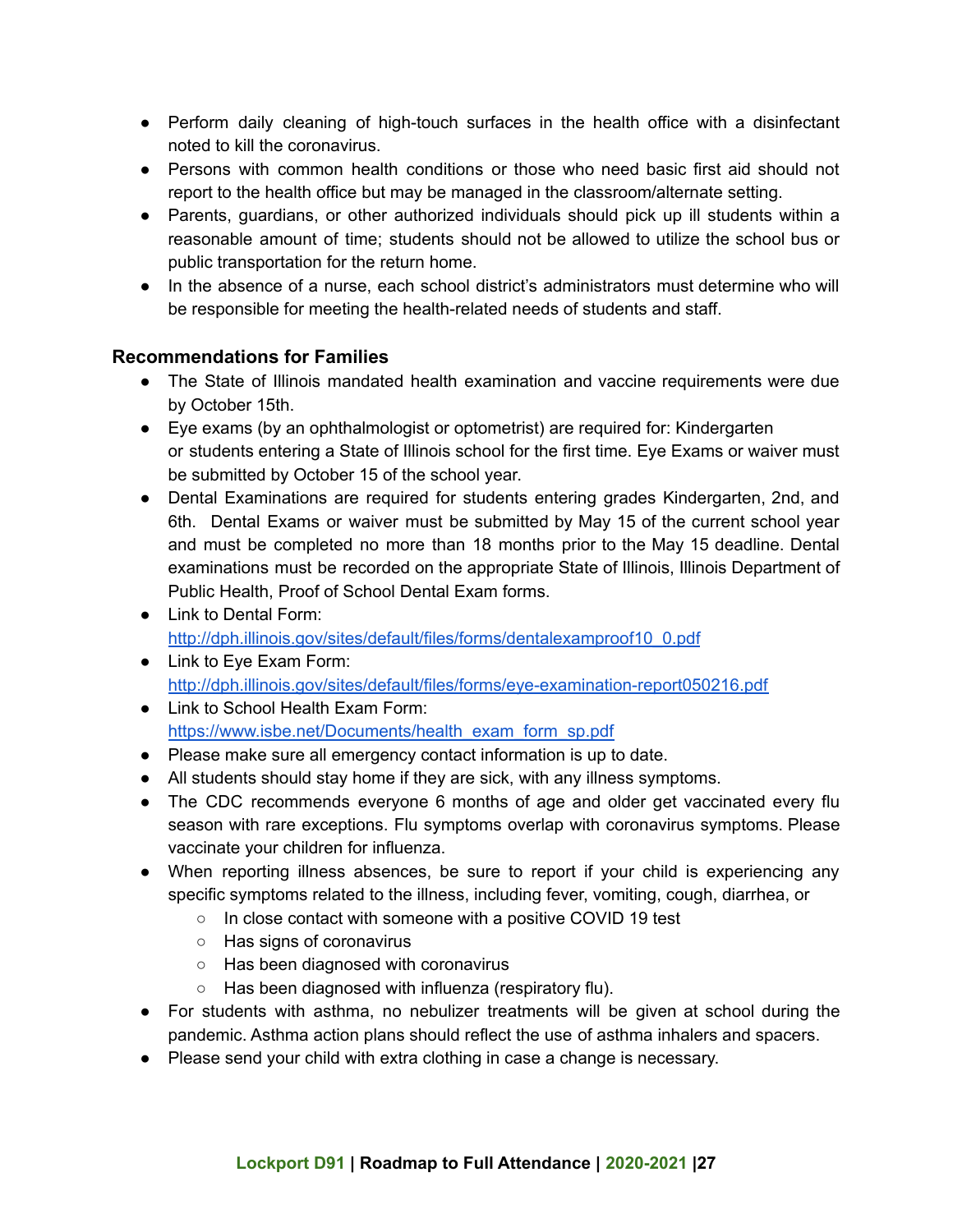- Perform daily cleaning of high-touch surfaces in the health office with a disinfectant noted to kill the coronavirus.
- Persons with common health conditions or those who need basic first aid should not report to the health office but may be managed in the classroom/alternate setting.
- Parents, guardians, or other authorized individuals should pick up ill students within a reasonable amount of time; students should not be allowed to utilize the school bus or public transportation for the return home.
- In the absence of a nurse, each school district's administrators must determine who will be responsible for meeting the health-related needs of students and staff.

### Recommendations for Families

- The State of Illinois mandated health examination and vaccine requirements were due by October 15th.
- Eye exams (by an ophthalmologist or optometrist) are required for: Kindergarten or students entering a State of Illinois school for the first time. Eye Exams or waiver must be submitted by October 15 of the school year.
- Dental Examinations are required for students entering grades Kindergarten, 2nd, and 6th. Dental Exams or waiver must be submitted by May 15 of the current school year and must be completed no more than 18 months prior to the May 15 deadline. Dental examinations must be recorded on the appropriate State of Illinois, Illinois Department of Public Health, Proof of School Dental Exam forms.
- Link to Dental Form: http://dph.illinois.gov/sites/default/files/forms/dentalexamproof10_0.pdf
- Link to Eye Exam Form: http://dph.illinois.gov/sites/default/files/forms/eye-examination-report050216.pdf
- Link to School Health Exam Form: https://www.isbe.net/Documents/health_exam_form_sp.pdf
- Please make sure all emergency contact information is up to date.
- All students should stay home if they are sick, with any illness symptoms.
- The CDC recommends everyone 6 months of age and older get vaccinated every flu season with rare exceptions. Flu symptoms overlap with coronavirus symptoms. Please vaccinate your children for influenza.
- When reporting illness absences, be sure to report if your child is experiencing any specific symptoms related to the illness, including fever, vomiting, cough, diarrhea, or
  - In close contact with someone with a positive COVID 19 test
  - Has signs of coronavirus
  - Has been diagnosed with coronavirus
  - Has been diagnosed with influenza (respiratory flu).
- For students with asthma, no nebulizer treatments will be given at school during the pandemic. Asthma action plans should reflect the use of asthma inhalers and spacers.
- Please send your child with extra clothing in case a change is necessary.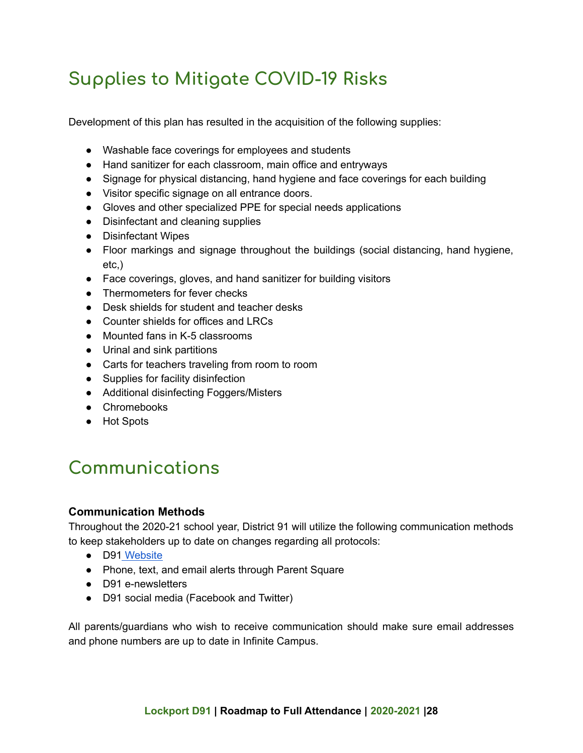# Supplies to Mitigate COVID-19 Risks

Development of this plan has resulted in the acquisition of the following supplies:

- Washable face coverings for employees and students
- Hand sanitizer for each classroom, main office and entryways
- Signage for physical distancing, hand hygiene and face coverings for each building
- Visitor specific signage on all entrance doors.
- Gloves and other specialized PPE for special needs applications
- Disinfectant and cleaning supplies
- Disinfectant Wipes
- Floor markings and signage throughout the buildings (social distancing, hand hygiene, etc,)
- Face coverings, gloves, and hand sanitizer for building visitors
- Thermometers for fever checks
- Desk shields for student and teacher desks
- Counter shields for offices and LRCs
- Mounted fans in K-5 classrooms
- Urinal and sink partitions
- Carts for teachers traveling from room to room
- Supplies for facility disinfection
- Additional disinfecting Foggers/Misters
- Chromebooks
- Hot Spots

# Communications

### Communication Methods

Throughout the 2020-21 school year, District 91 will utilize the following communication methods to keep stakeholders up to date on changes regarding all protocols:

- D91 Website
- Phone, text, and email alerts through Parent Square
- D91 e-newsletters
- D91 social media (Facebook and Twitter)

All parents/guardians who wish to receive communication should make sure email addresses and phone numbers are up to date in Infinite Campus.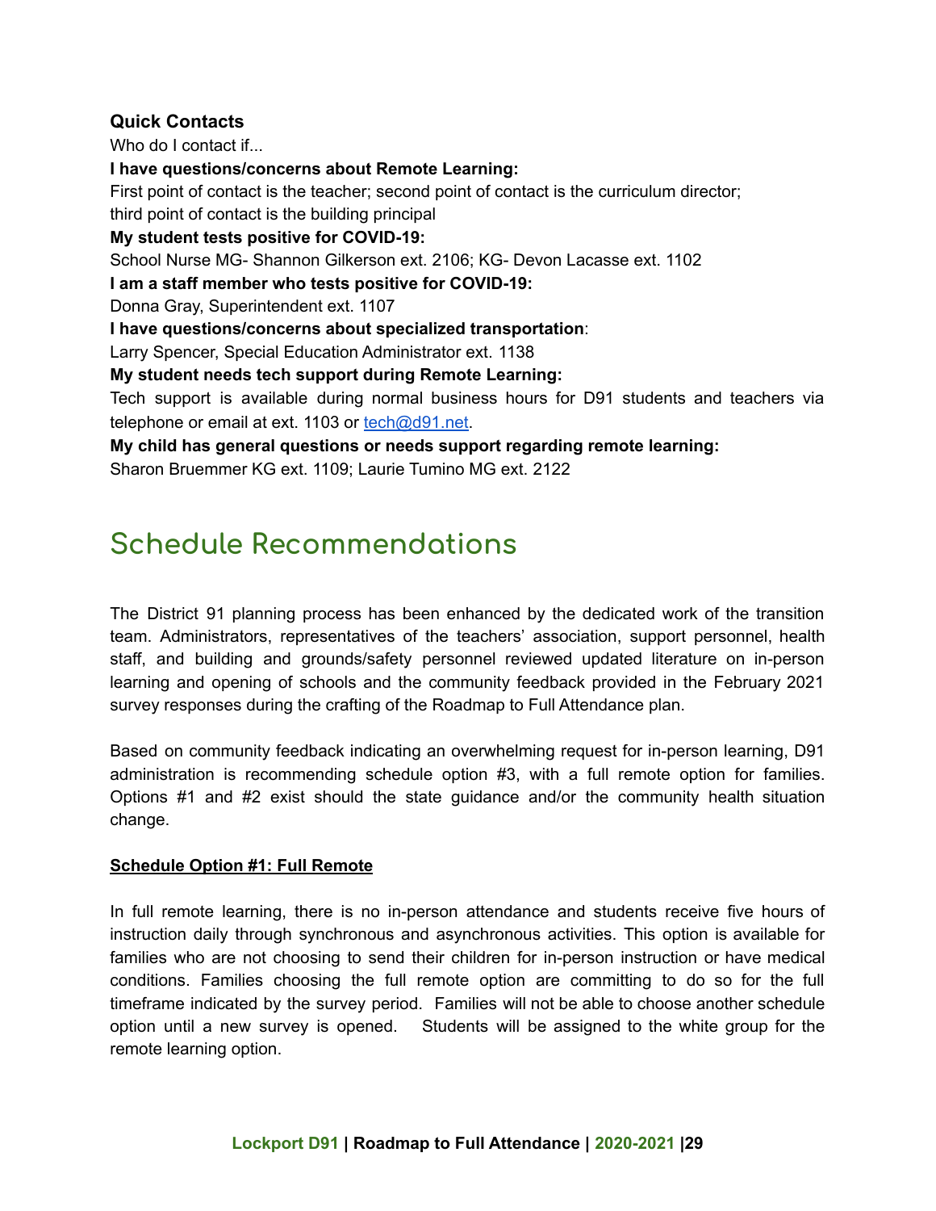### Quick Contacts

Who do I contact if...

**I have questions/concerns about Remote Learning:**

First point of contact is the teacher; second point of contact is the curriculum director; third point of contact is the building principal

**My student tests positive for COVID-19:**

School Nurse MG- Shannon Gilkerson ext. 2106; KG- Devon Lacasse ext. 1102

**I am a staff member who tests positive for COVID-19:**

Donna Gray, Superintendent ext. 1107

**I have questions/concerns about specialized transportation**:

Larry Spencer, Special Education Administrator ext. 1138

**My student needs tech support during Remote Learning:**

Tech support is available during normal business hours for D91 students and teachers via telephone or email at ext. 1103 or tech@d91.net.

**My child has general questions or needs support regarding remote learning:**

Sharon Bruemmer KG ext. 1109; Laurie Tumino MG ext. 2122

## Schedule Recommendations

The District 91 planning process has been enhanced by the dedicated work of the transition team. Administrators, representatives of the teachers' association, support personnel, health staff, and building and grounds/safety personnel reviewed updated literature on in-person learning and opening of schools and the community feedback provided in the February 2021 survey responses during the crafting of the Roadmap to Full Attendance plan.

Based on community feedback indicating an overwhelming request for in-person learning, D91 administration is recommending schedule option #3, with a full remote option for families. Options #1 and #2 exist should the state guidance and/or the community health situation change.

**Schedule Option #1: Full Remote**

In full remote learning, there is no in-person attendance and students receive five hours of instruction daily through synchronous and asynchronous activities. This option is available for families who are not choosing to send their children for in-person instruction or have medical conditions. Families choosing the full remote option are committing to do so for the full timeframe indicated by the survey period. Families will not be able to choose another schedule option until a new survey is opened. Students will be assigned to the white group for the remote learning option.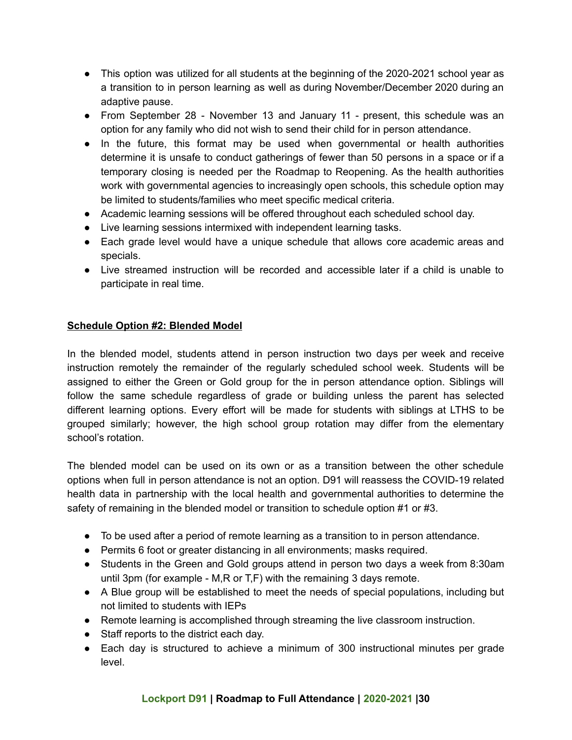- This option was utilized for all students at the beginning of the 2020-2021 school year as a transition to in person learning as well as during November/December 2020 during an adaptive pause.
- From September 28 - November 13 and January 11 - present, this schedule was an option for any family who did not wish to send their child for in person attendance.
- In the future, this format may be used when governmental or health authorities determine it is unsafe to conduct gatherings of fewer than 50 persons in a space or if a temporary closing is needed per the Roadmap to Reopening. As the health authorities work with governmental agencies to increasingly open schools, this schedule option may be limited to students/families who meet specific medical criteria.
- Academic learning sessions will be offered throughout each scheduled school day.
- Live learning sessions intermixed with independent learning tasks.
- Each grade level would have a unique schedule that allows core academic areas and specials.
- Live streamed instruction will be recorded and accessible later if a child is unable to participate in real time.

**Schedule Option #2: Blended Model**

In the blended model, students attend in person instruction two days per week and receive instruction remotely the remainder of the regularly scheduled school week. Students will be assigned to either the Green or Gold group for the in person attendance option. Siblings will follow the same schedule regardless of grade or building unless the parent has selected different learning options. Every effort will be made for students with siblings at LTHS to be grouped similarly; however, the high school group rotation may differ from the elementary school's rotation.

The blended model can be used on its own or as a transition between the other schedule options when full in person attendance is not an option. D91 will reassess the COVID-19 related health data in partnership with the local health and governmental authorities to determine the safety of remaining in the blended model or transition to schedule option #1 or #3.

- To be used after a period of remote learning as a transition to in person attendance.
- Permits 6 foot or greater distancing in all environments; masks required.
- Students in the Green and Gold groups attend in person two days a week from 8:30am until 3pm (for example - M,R or T,F) with the remaining 3 days remote.
- A Blue group will be established to meet the needs of special populations, including but not limited to students with IEPs
- Remote learning is accomplished through streaming the live classroom instruction.
- Staff reports to the district each day.
- Each day is structured to achieve a minimum of 300 instructional minutes per grade level.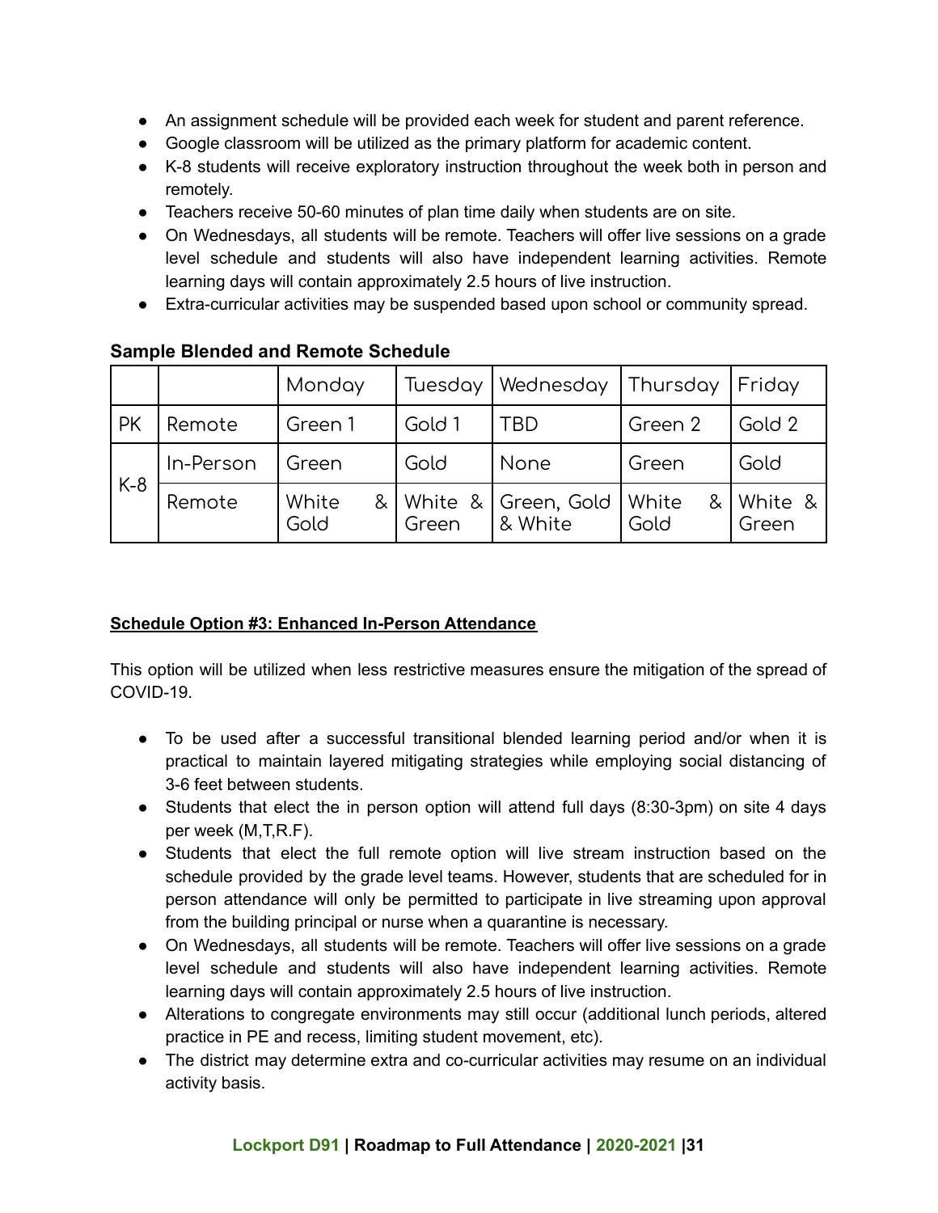- An assignment schedule will be provided each week for student and parent reference.
- Google classroom will be utilized as the primary platform for academic content.
- K-8 students will receive exploratory instruction throughout the week both in person and remotely.
- Teachers receive 50-60 minutes of plan time daily when students are on site.
- On Wednesdays, all students will be remote. Teachers will offer live sessions on a grade level schedule and students will also have independent learning activities. Remote learning days will contain approximately 2.5 hours of live instruction.
- Extra-curricular activities may be suspended based upon school or community spread.

**Sample Blended and Remote Schedule**

| | | Monday | Tuesday | Wednesday | Thursday | Friday |
|---|---|---|---|---|---|---|
| PK | Remote | Green 1 | Gold 1 | TBD | Green 2 | Gold 2 |
| K-8 | In-Person | Green | Gold | None | Green | Gold |
| | Remote | White & Gold | White & Green | Green, Gold & White | White & Gold | White & Green |

**Schedule Option #3: Enhanced In-Person Attendance**

This option will be utilized when less restrictive measures ensure the mitigation of the spread of COVID-19.

- To be used after a successful transitional blended learning period and/or when it is practical to maintain layered mitigating strategies while employing social distancing of 3-6 feet between students.
- Students that elect the in person option will attend full days (8:30-3pm) on site 4 days per week (M,T,R,F).
- Students that elect the full remote option will live stream instruction based on the schedule provided by the grade level teams. However, students that are scheduled for in person attendance will only be permitted to participate in live streaming upon approval from the building principal or nurse when a quarantine is necessary.
- On Wednesdays, all students will be remote. Teachers will offer live sessions on a grade level schedule and students will also have independent learning activities. Remote learning days will contain approximately 2.5 hours of live instruction.
- Alterations to congregate environments may still occur (additional lunch periods, altered practice in PE and recess, limiting student movement, etc).
- The district may determine extra and co-curricular activities may resume on an individual activity basis.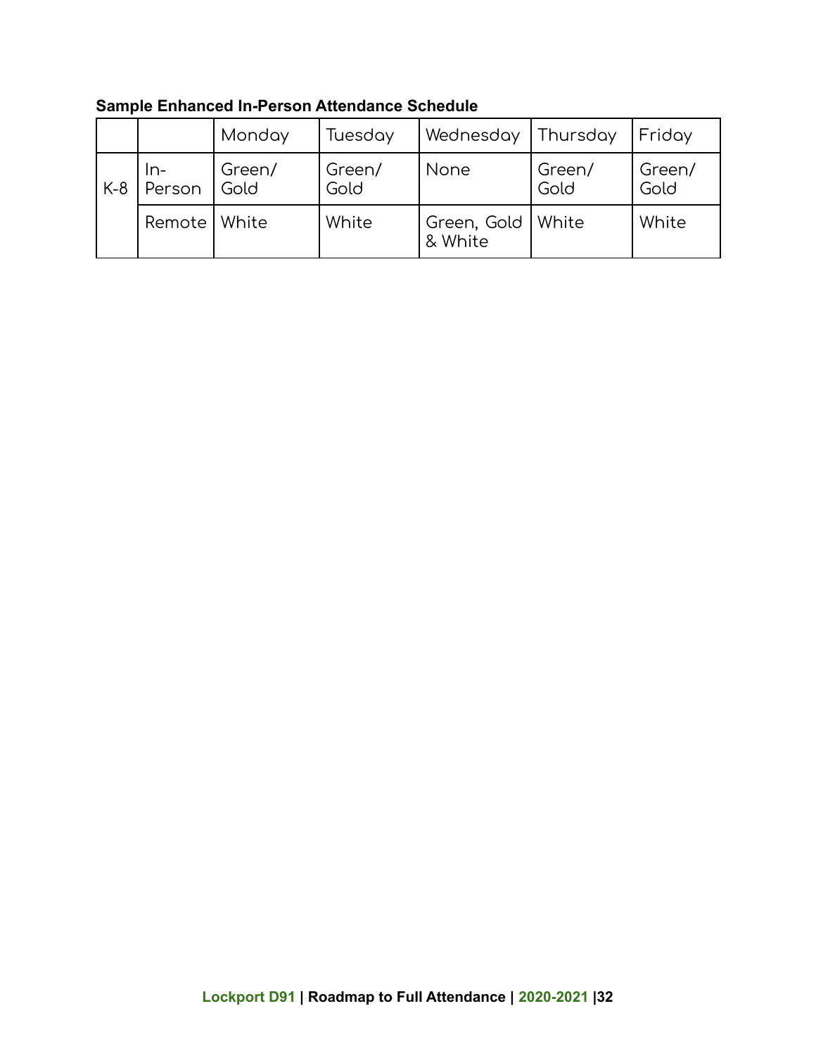**Sample Enhanced In-Person Attendance Schedule**

| | | Monday | Tuesday | Wednesday | Thursday | Friday |
|---|---|---|---|---|---|---|
| K-8 | In-Person | Green/ Gold | Green/ Gold | None | Green/ Gold | Green/ Gold |
| | Remote | White | White | Green, Gold & White | White | White |